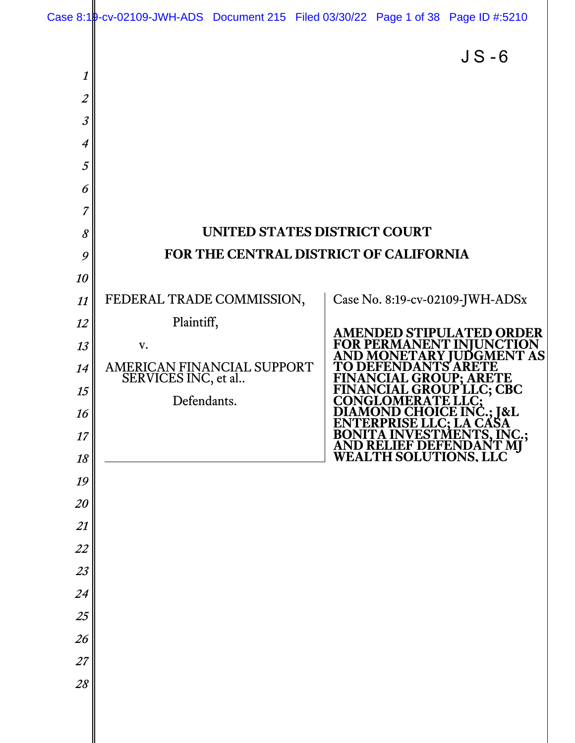JS-6

# UNITED STATES DISTRICT COURT
# FOR THE CENTRAL DISTRICT OF CALIFORNIA

FEDERAL TRADE COMMISSION,

Plaintiff,

v.

AMERICAN FINANCIAL SUPPORT SERVICES INC, et al..

Defendants.

Case No. 8:19-cv-02109-JWH-ADSx

**AMENDED STIPULATED ORDER FOR PERMANENT INJUNCTION AND MONETARY JUDGMENT AS TO DEFENDANTS ARETE FINANCIAL GROUP; ARETE FINANCIAL GROUP LLC; CBC CONGLOMERATE LLC; DIAMOND CHOICE INC.; J&L ENTERPRISE LLC; LA CASA BONITA INVESTMENTS, INC.; AND RELIEF DEFENDANT MJ WEALTH SOLUTIONS, LLC**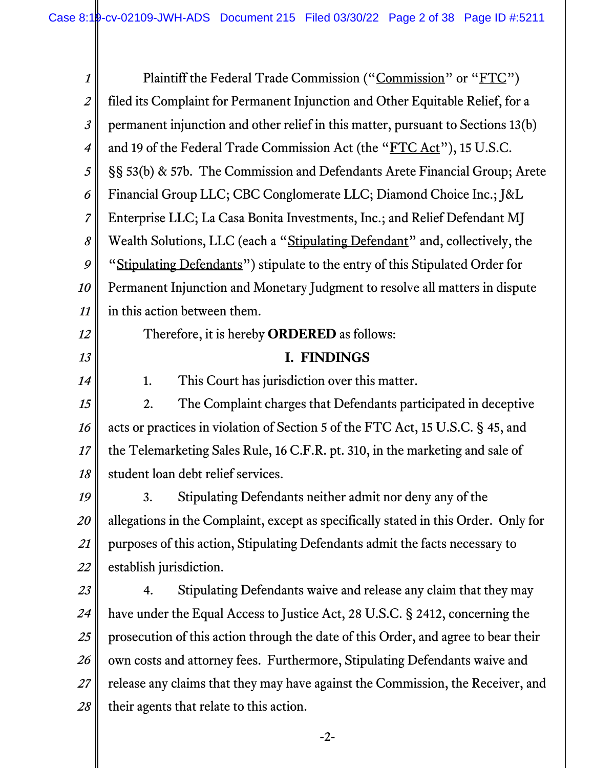Plaintiff the Federal Trade Commission ("Commission" or "FTC") filed its Complaint for Permanent Injunction and Other Equitable Relief, for a permanent injunction and other relief in this matter, pursuant to Sections 13(b) and 19 of the Federal Trade Commission Act (the "FTC Act"), 15 U.S.C. §§ 53(b) & 57b. The Commission and Defendants Arete Financial Group; Arete Financial Group LLC; CBC Conglomerate LLC; Diamond Choice Inc.; J&L Enterprise LLC; La Casa Bonita Investments, Inc.; and Relief Defendant MJ Wealth Solutions, LLC (each a "Stipulating Defendant" and, collectively, the "Stipulating Defendants") stipulate to the entry of this Stipulated Order for Permanent Injunction and Monetary Judgment to resolve all matters in dispute in this action between them.

Therefore, it is hereby **ORDERED** as follows:

## I. FINDINGS

1. This Court has jurisdiction over this matter.

2. The Complaint charges that Defendants participated in deceptive acts or practices in violation of Section 5 of the FTC Act, 15 U.S.C. § 45, and the Telemarketing Sales Rule, 16 C.F.R. pt. 310, in the marketing and sale of student loan debt relief services.

3. Stipulating Defendants neither admit nor deny any of the allegations in the Complaint, except as specifically stated in this Order. Only for purposes of this action, Stipulating Defendants admit the facts necessary to establish jurisdiction.

4. Stipulating Defendants waive and release any claim that they may have under the Equal Access to Justice Act, 28 U.S.C. § 2412, concerning the prosecution of this action through the date of this Order, and agree to bear their own costs and attorney fees. Furthermore, Stipulating Defendants waive and release any claims that they may have against the Commission, the Receiver, and their agents that relate to this action.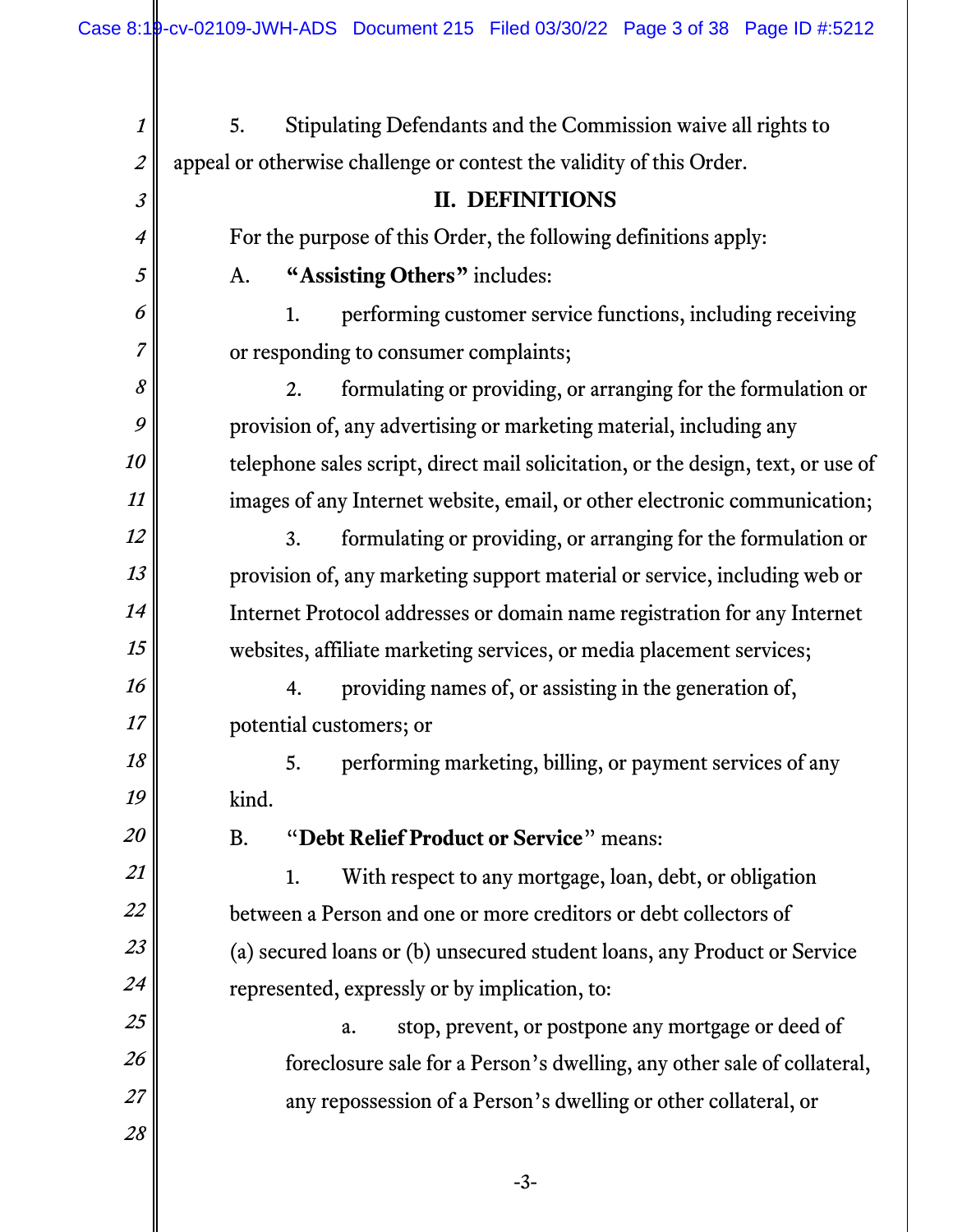5. Stipulating Defendants and the Commission waive all rights to appeal or otherwise challenge or contest the validity of this Order.

## II. DEFINITIONS

For the purpose of this Order, the following definitions apply:

A. **"Assisting Others"** includes:

1. performing customer service functions, including receiving or responding to consumer complaints;

2. formulating or providing, or arranging for the formulation or provision of, any advertising or marketing material, including any telephone sales script, direct mail solicitation, or the design, text, or use of images of any Internet website, email, or other electronic communication;

3. formulating or providing, or arranging for the formulation or provision of, any marketing support material or service, including web or Internet Protocol addresses or domain name registration for any Internet websites, affiliate marketing services, or media placement services;

4. providing names of, or assisting in the generation of, potential customers; or

5. performing marketing, billing, or payment services of any kind.

B. "**Debt Relief Product or Service**" means:

1. With respect to any mortgage, loan, debt, or obligation between a Person and one or more creditors or debt collectors of (a) secured loans or (b) unsecured student loans, any Product or Service represented, expressly or by implication, to:

   a. stop, prevent, or postpone any mortgage or deed of foreclosure sale for a Person's dwelling, any other sale of collateral, any repossession of a Person's dwelling or other collateral, or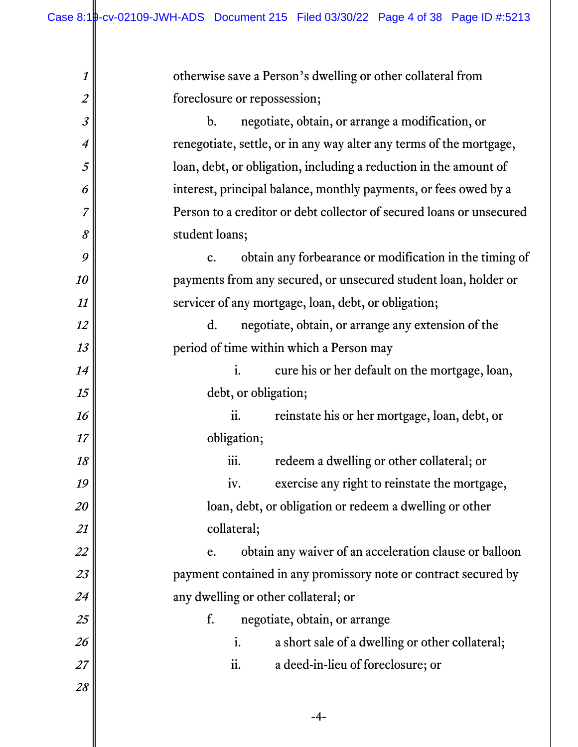otherwise save a Person's dwelling or other collateral from foreclosure or repossession;

b. negotiate, obtain, or arrange a modification, or renegotiate, settle, or in any way alter any terms of the mortgage, loan, debt, or obligation, including a reduction in the amount of interest, principal balance, monthly payments, or fees owed by a Person to a creditor or debt collector of secured loans or unsecured student loans;

c. obtain any forbearance or modification in the timing of payments from any secured, or unsecured student loan, holder or servicer of any mortgage, loan, debt, or obligation;

d. negotiate, obtain, or arrange any extension of the period of time within which a Person may

i. cure his or her default on the mortgage, loan, debt, or obligation;

ii. reinstate his or her mortgage, loan, debt, or obligation;

iii. redeem a dwelling or other collateral; or

iv. exercise any right to reinstate the mortgage, loan, debt, or obligation or redeem a dwelling or other collateral;

e. obtain any waiver of an acceleration clause or balloon payment contained in any promissory note or contract secured by any dwelling or other collateral; or

f. negotiate, obtain, or arrange

i. a short sale of a dwelling or other collateral;

ii. a deed-in-lieu of foreclosure; or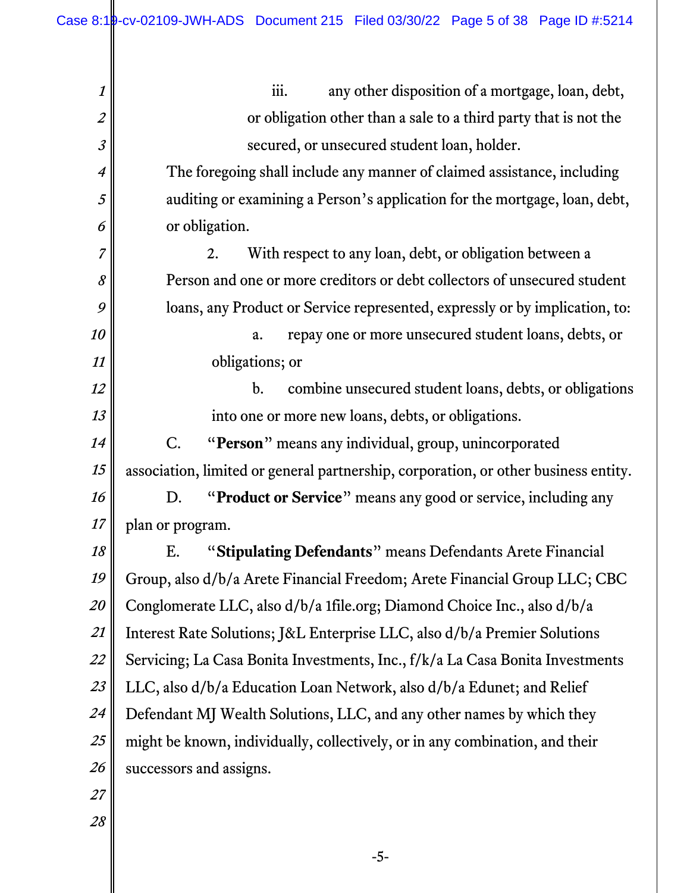iii. any other disposition of a mortgage, loan, debt, or obligation other than a sale to a third party that is not the secured, or unsecured student loan, holder.

The foregoing shall include any manner of claimed assistance, including auditing or examining a Person's application for the mortgage, loan, debt, or obligation.

2. With respect to any loan, debt, or obligation between a Person and one or more creditors or debt collectors of unsecured student loans, any Product or Service represented, expressly or by implication, to:

a. repay one or more unsecured student loans, debts, or obligations; or

b. combine unsecured student loans, debts, or obligations into one or more new loans, debts, or obligations.

C. "**Person**" means any individual, group, unincorporated association, limited or general partnership, corporation, or other business entity.

D. "**Product or Service**" means any good or service, including any plan or program.

E. "**Stipulating Defendants**" means Defendants Arete Financial Group, also d/b/a Arete Financial Freedom; Arete Financial Group LLC; CBC Conglomerate LLC, also d/b/a 1file.org; Diamond Choice Inc., also d/b/a Interest Rate Solutions; J&L Enterprise LLC, also d/b/a Premier Solutions Servicing; La Casa Bonita Investments, Inc., f/k/a La Casa Bonita Investments LLC, also d/b/a Education Loan Network, also d/b/a Edunet; and Relief Defendant MJ Wealth Solutions, LLC, and any other names by which they might be known, individually, collectively, or in any combination, and their successors and assigns.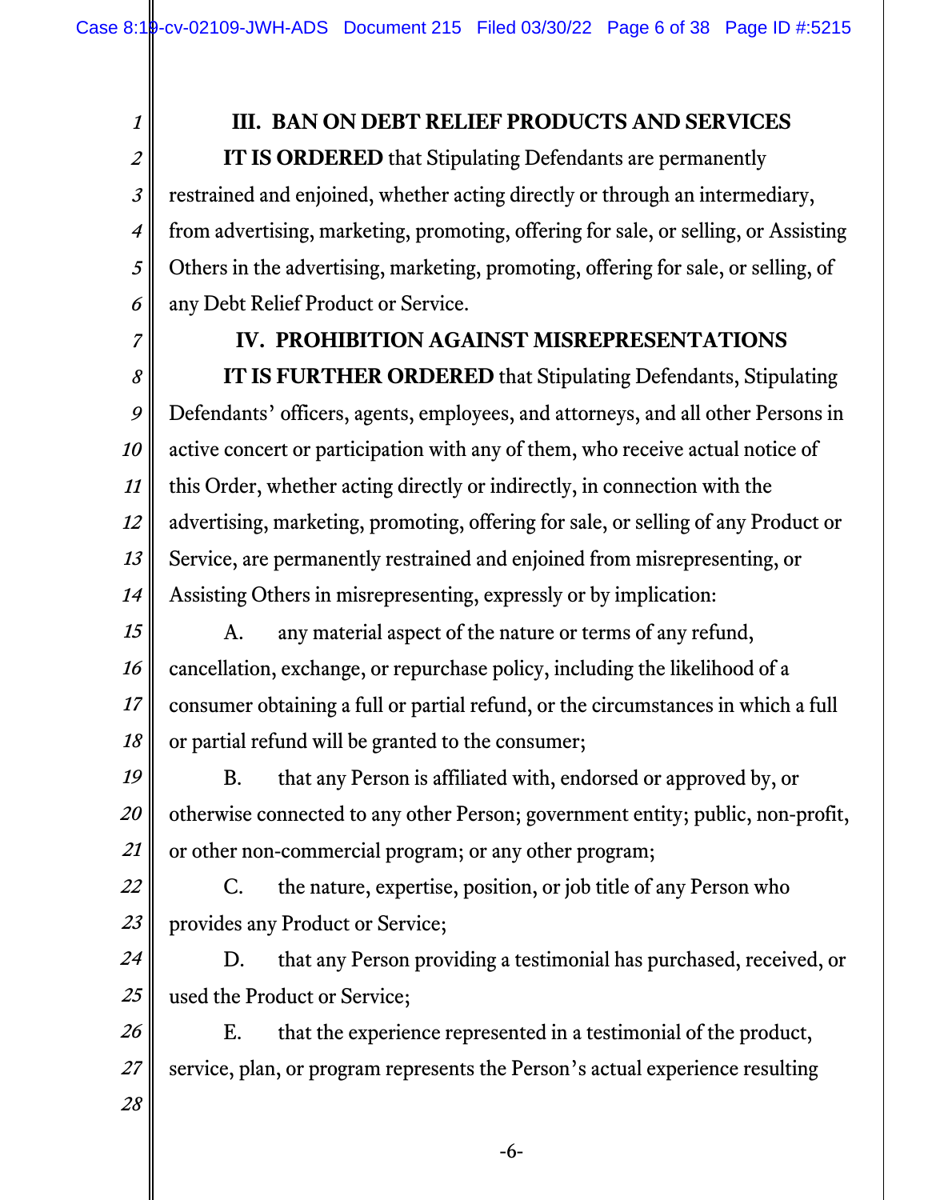## III. BAN ON DEBT RELIEF PRODUCTS AND SERVICES

**IT IS ORDERED** that Stipulating Defendants are permanently restrained and enjoined, whether acting directly or through an intermediary, from advertising, marketing, promoting, offering for sale, or selling, or Assisting Others in the advertising, marketing, promoting, offering for sale, or selling, of any Debt Relief Product or Service.

## IV. PROHIBITION AGAINST MISREPRESENTATIONS

**IT IS FURTHER ORDERED** that Stipulating Defendants, Stipulating Defendants' officers, agents, employees, and attorneys, and all other Persons in active concert or participation with any of them, who receive actual notice of this Order, whether acting directly or indirectly, in connection with the advertising, marketing, promoting, offering for sale, or selling of any Product or Service, are permanently restrained and enjoined from misrepresenting, or Assisting Others in misrepresenting, expressly or by implication:

A. any material aspect of the nature or terms of any refund, cancellation, exchange, or repurchase policy, including the likelihood of a consumer obtaining a full or partial refund, or the circumstances in which a full or partial refund will be granted to the consumer;

B. that any Person is affiliated with, endorsed or approved by, or otherwise connected to any other Person; government entity; public, non-profit, or other non-commercial program; or any other program;

C. the nature, expertise, position, or job title of any Person who provides any Product or Service;

D. that any Person providing a testimonial has purchased, received, or used the Product or Service;

E. that the experience represented in a testimonial of the product, service, plan, or program represents the Person's actual experience resulting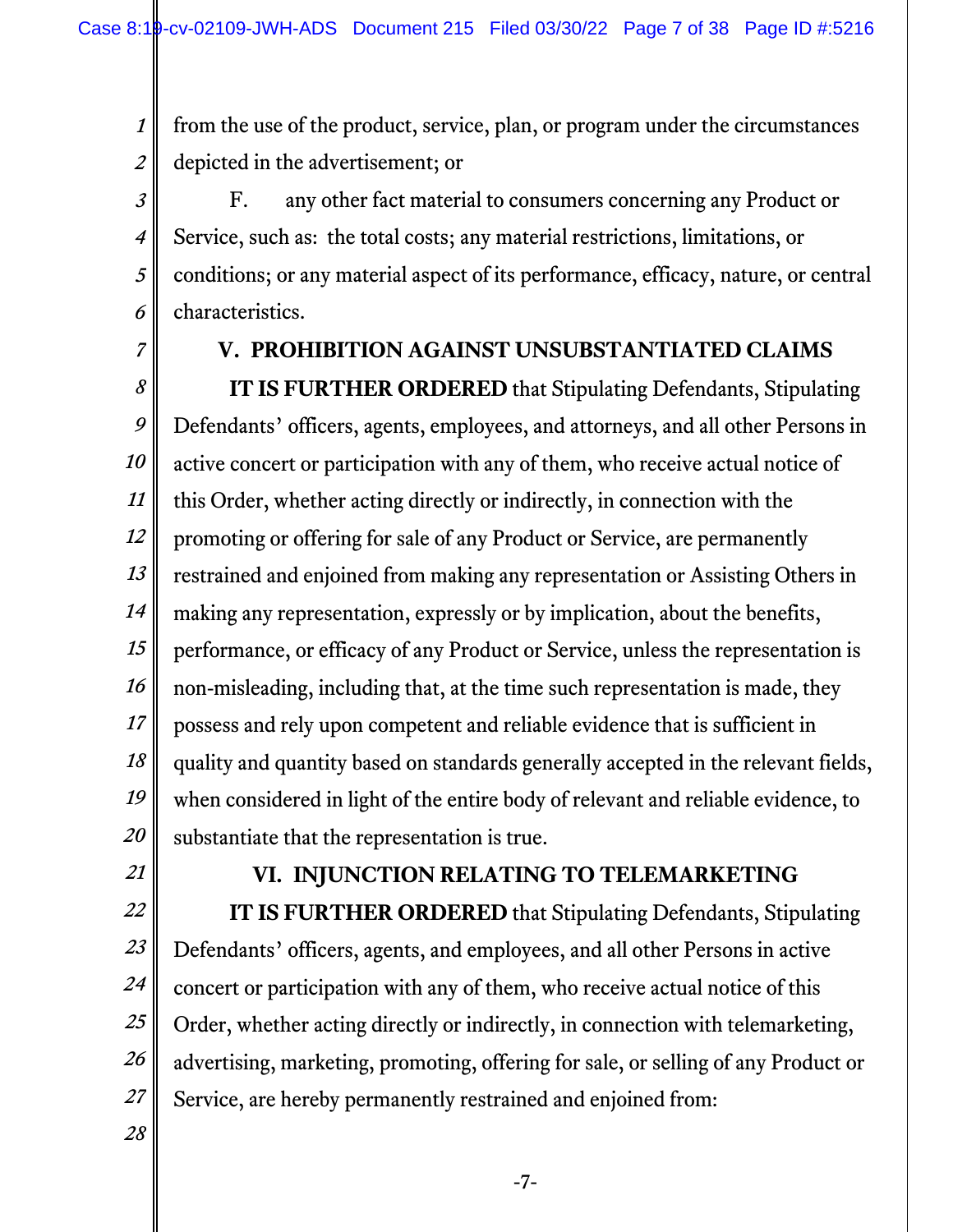from the use of the product, service, plan, or program under the circumstances depicted in the advertisement; or

F. any other fact material to consumers concerning any Product or Service, such as: the total costs; any material restrictions, limitations, or conditions; or any material aspect of its performance, efficacy, nature, or central characteristics.

## V. PROHIBITION AGAINST UNSUBSTANTIATED CLAIMS

**IT IS FURTHER ORDERED** that Stipulating Defendants, Stipulating Defendants' officers, agents, employees, and attorneys, and all other Persons in active concert or participation with any of them, who receive actual notice of this Order, whether acting directly or indirectly, in connection with the promoting or offering for sale of any Product or Service, are permanently restrained and enjoined from making any representation or Assisting Others in making any representation, expressly or by implication, about the benefits, performance, or efficacy of any Product or Service, unless the representation is non-misleading, including that, at the time such representation is made, they possess and rely upon competent and reliable evidence that is sufficient in quality and quantity based on standards generally accepted in the relevant fields, when considered in light of the entire body of relevant and reliable evidence, to substantiate that the representation is true.

## VI. INJUNCTION RELATING TO TELEMARKETING

**IT IS FURTHER ORDERED** that Stipulating Defendants, Stipulating Defendants' officers, agents, and employees, and all other Persons in active concert or participation with any of them, who receive actual notice of this Order, whether acting directly or indirectly, in connection with telemarketing, advertising, marketing, promoting, offering for sale, or selling of any Product or Service, are hereby permanently restrained and enjoined from: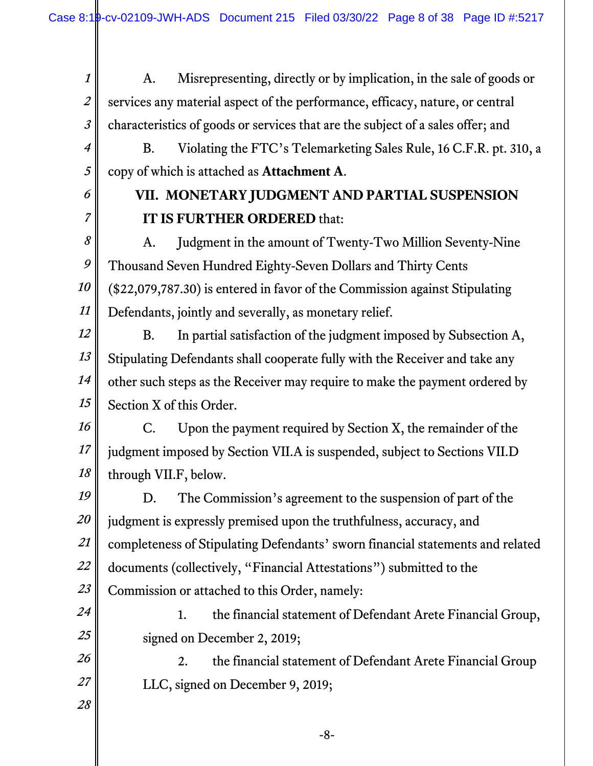A. Misrepresenting, directly or by implication, in the sale of goods or services any material aspect of the performance, efficacy, nature, or central characteristics of goods or services that are the subject of a sales offer; and

B. Violating the FTC's Telemarketing Sales Rule, 16 C.F.R. pt. 310, a copy of which is attached as **Attachment A**.

## VII. MONETARY JUDGMENT AND PARTIAL SUSPENSION

**IT IS FURTHER ORDERED** that:

A. Judgment in the amount of Twenty-Two Million Seventy-Nine Thousand Seven Hundred Eighty-Seven Dollars and Thirty Cents ($22,079,787.30) is entered in favor of the Commission against Stipulating Defendants, jointly and severally, as monetary relief.

B. In partial satisfaction of the judgment imposed by Subsection A, Stipulating Defendants shall cooperate fully with the Receiver and take any other such steps as the Receiver may require to make the payment ordered by Section X of this Order.

C. Upon the payment required by Section X, the remainder of the judgment imposed by Section VII.A is suspended, subject to Sections VII.D through VII.F, below.

D. The Commission's agreement to the suspension of part of the judgment is expressly premised upon the truthfulness, accuracy, and completeness of Stipulating Defendants' sworn financial statements and related documents (collectively, "Financial Attestations") submitted to the Commission or attached to this Order, namely:

1. the financial statement of Defendant Arete Financial Group, signed on December 2, 2019;

2. the financial statement of Defendant Arete Financial Group LLC, signed on December 9, 2019;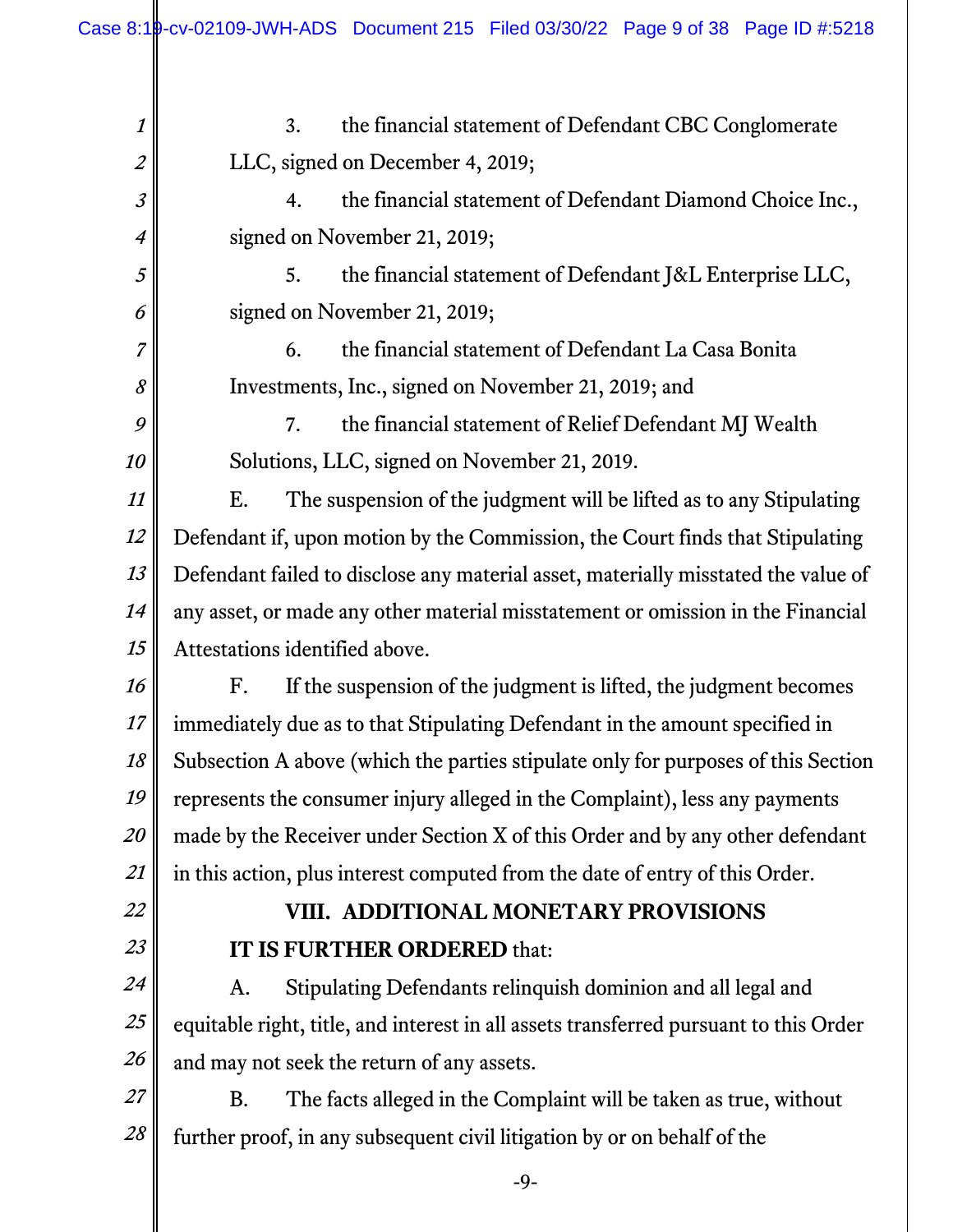3. the financial statement of Defendant CBC Conglomerate LLC, signed on December 4, 2019;

4. the financial statement of Defendant Diamond Choice Inc., signed on November 21, 2019;

5. the financial statement of Defendant J&L Enterprise LLC, signed on November 21, 2019;

6. the financial statement of Defendant La Casa Bonita Investments, Inc., signed on November 21, 2019; and

7. the financial statement of Relief Defendant MJ Wealth Solutions, LLC, signed on November 21, 2019.

E. The suspension of the judgment will be lifted as to any Stipulating Defendant if, upon motion by the Commission, the Court finds that Stipulating Defendant failed to disclose any material asset, materially misstated the value of any asset, or made any other material misstatement or omission in the Financial Attestations identified above.

F. If the suspension of the judgment is lifted, the judgment becomes immediately due as to that Stipulating Defendant in the amount specified in Subsection A above (which the parties stipulate only for purposes of this Section represents the consumer injury alleged in the Complaint), less any payments made by the Receiver under Section X of this Order and by any other defendant in this action, plus interest computed from the date of entry of this Order.

## VIII. ADDITIONAL MONETARY PROVISIONS

**IT IS FURTHER ORDERED** that:

A. Stipulating Defendants relinquish dominion and all legal and equitable right, title, and interest in all assets transferred pursuant to this Order and may not seek the return of any assets.

B. The facts alleged in the Complaint will be taken as true, without further proof, in any subsequent civil litigation by or on behalf of the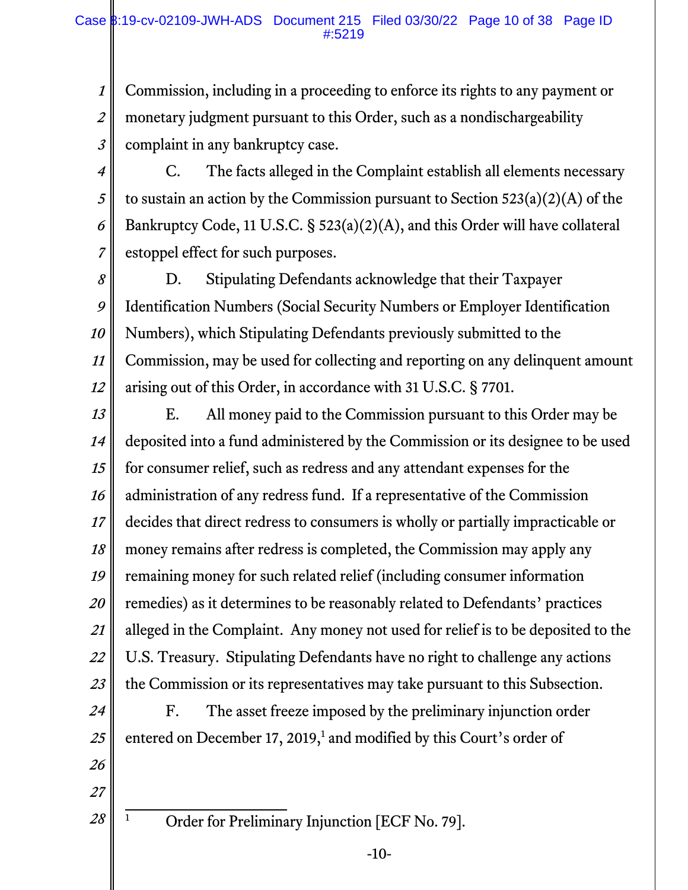Commission, including in a proceeding to enforce its rights to any payment or monetary judgment pursuant to this Order, such as a nondischargeability complaint in any bankruptcy case.

C. The facts alleged in the Complaint establish all elements necessary to sustain an action by the Commission pursuant to Section 523(a)(2)(A) of the Bankruptcy Code, 11 U.S.C. § 523(a)(2)(A), and this Order will have collateral estoppel effect for such purposes.

D. Stipulating Defendants acknowledge that their Taxpayer Identification Numbers (Social Security Numbers or Employer Identification Numbers), which Stipulating Defendants previously submitted to the Commission, may be used for collecting and reporting on any delinquent amount arising out of this Order, in accordance with 31 U.S.C. § 7701.

E. All money paid to the Commission pursuant to this Order may be deposited into a fund administered by the Commission or its designee to be used for consumer relief, such as redress and any attendant expenses for the administration of any redress fund. If a representative of the Commission decides that direct redress to consumers is wholly or partially impracticable or money remains after redress is completed, the Commission may apply any remaining money for such related relief (including consumer information remedies) as it determines to be reasonably related to Defendants' practices alleged in the Complaint. Any money not used for relief is to be deposited to the U.S. Treasury. Stipulating Defendants have no right to challenge any actions the Commission or its representatives may take pursuant to this Subsection.

F. The asset freeze imposed by the preliminary injunction order entered on December 17, 2019,[1] and modified by this Court's order of

---

[1] Order for Preliminary Injunction [ECF No. 79].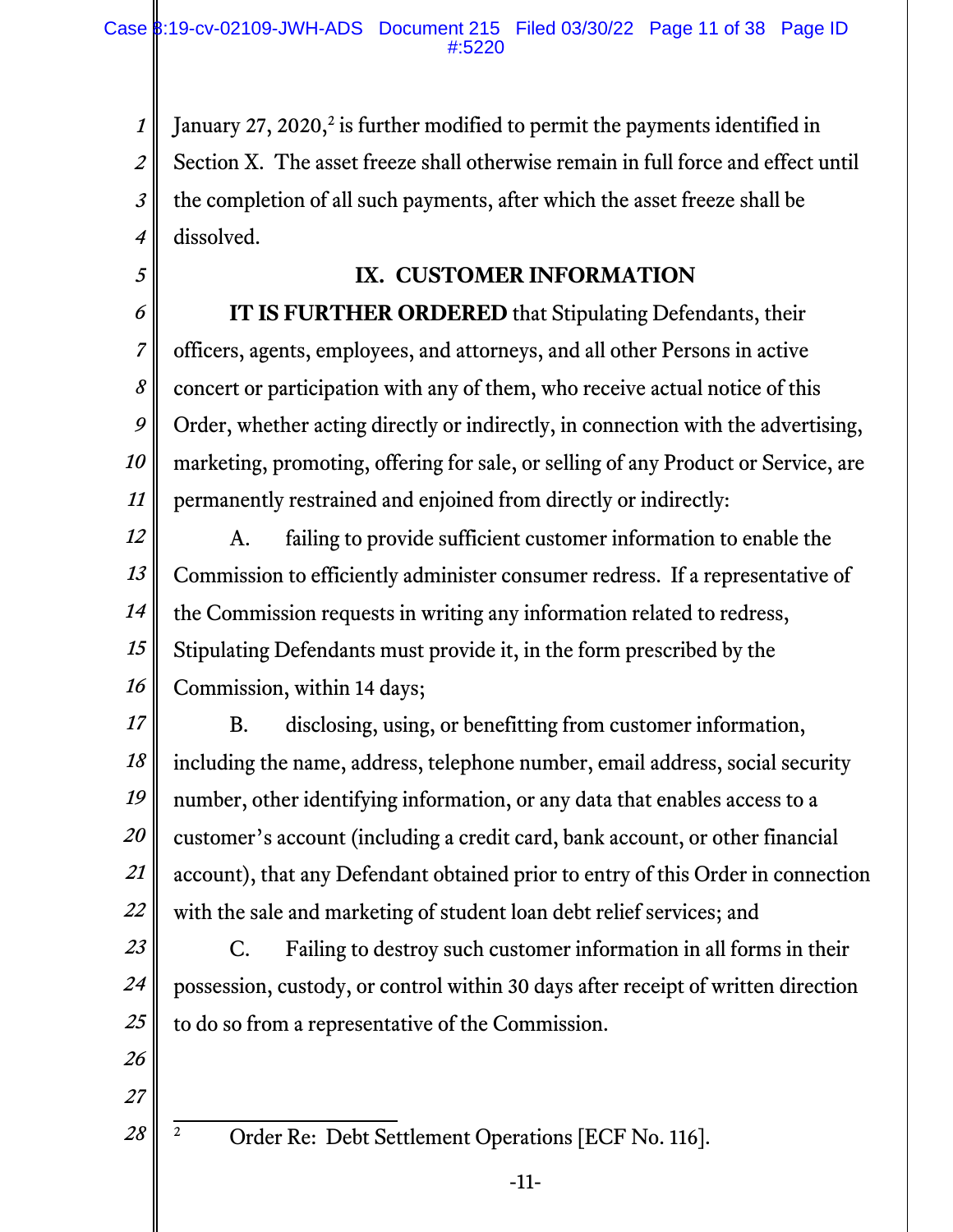January 27, 2020,[2] is further modified to permit the payments identified in Section X. The asset freeze shall otherwise remain in full force and effect until the completion of all such payments, after which the asset freeze shall be dissolved.

## IX. CUSTOMER INFORMATION

**IT IS FURTHER ORDERED** that Stipulating Defendants, their officers, agents, employees, and attorneys, and all other Persons in active concert or participation with any of them, who receive actual notice of this Order, whether acting directly or indirectly, in connection with the advertising, marketing, promoting, offering for sale, or selling of any Product or Service, are permanently restrained and enjoined from directly or indirectly:

A. failing to provide sufficient customer information to enable the Commission to efficiently administer consumer redress. If a representative of the Commission requests in writing any information related to redress, Stipulating Defendants must provide it, in the form prescribed by the Commission, within 14 days;

B. disclosing, using, or benefitting from customer information, including the name, address, telephone number, email address, social security number, other identifying information, or any data that enables access to a customer's account (including a credit card, bank account, or other financial account), that any Defendant obtained prior to entry of this Order in connection with the sale and marketing of student loan debt relief services; and

C. Failing to destroy such customer information in all forms in their possession, custody, or control within 30 days after receipt of written direction to do so from a representative of the Commission.

---

[2] Order Re: Debt Settlement Operations [ECF No. 116].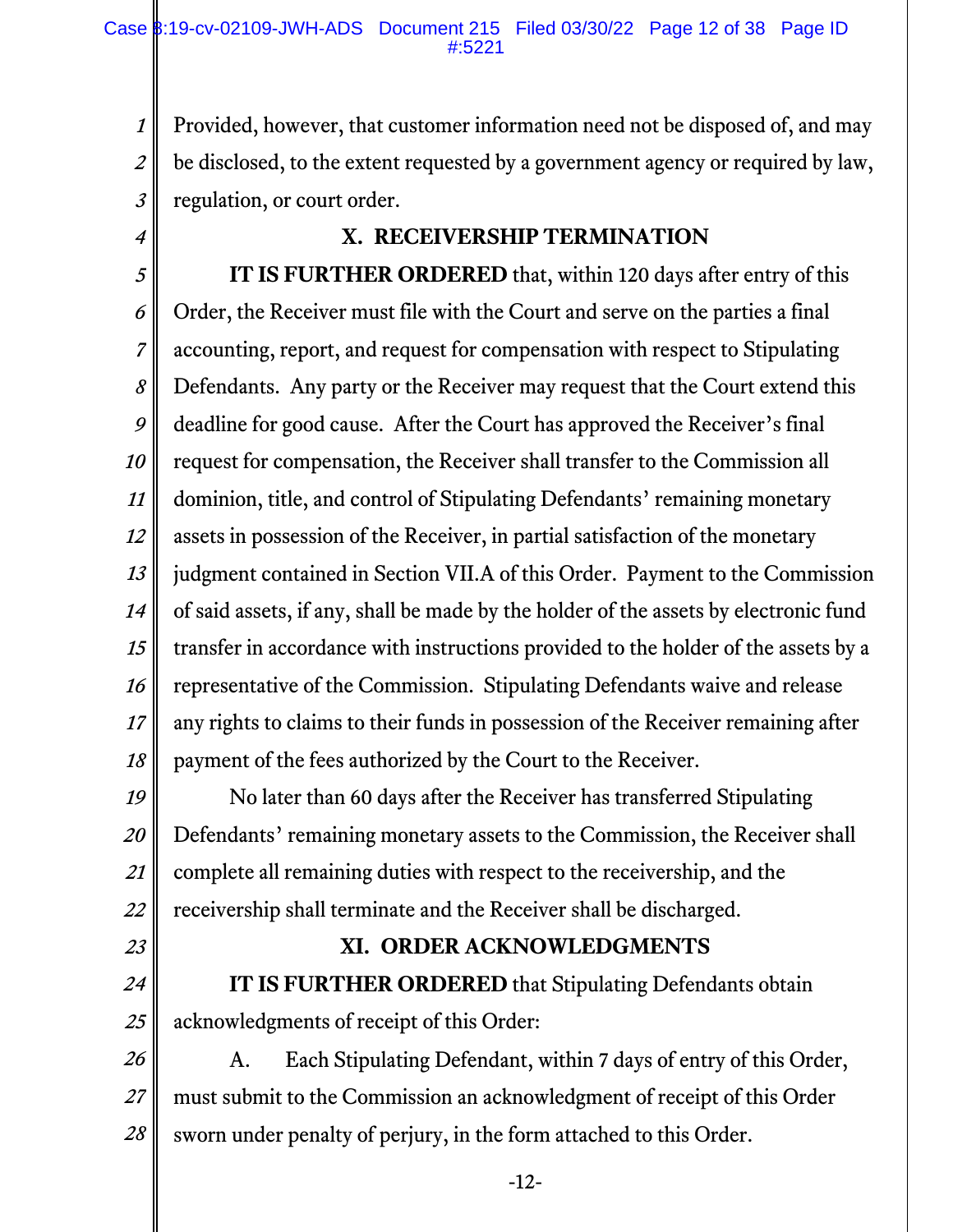Provided, however, that customer information need not be disposed of, and may be disclosed, to the extent requested by a government agency or required by law, regulation, or court order.

## X. RECEIVERSHIP TERMINATION

**IT IS FURTHER ORDERED** that, within 120 days after entry of this Order, the Receiver must file with the Court and serve on the parties a final accounting, report, and request for compensation with respect to Stipulating Defendants. Any party or the Receiver may request that the Court extend this deadline for good cause. After the Court has approved the Receiver's final request for compensation, the Receiver shall transfer to the Commission all dominion, title, and control of Stipulating Defendants' remaining monetary assets in possession of the Receiver, in partial satisfaction of the monetary judgment contained in Section VII.A of this Order. Payment to the Commission of said assets, if any, shall be made by the holder of the assets by electronic fund transfer in accordance with instructions provided to the holder of the assets by a representative of the Commission. Stipulating Defendants waive and release any rights to claims to their funds in possession of the Receiver remaining after payment of the fees authorized by the Court to the Receiver.

No later than 60 days after the Receiver has transferred Stipulating Defendants' remaining monetary assets to the Commission, the Receiver shall complete all remaining duties with respect to the receivership, and the receivership shall terminate and the Receiver shall be discharged.

## XI. ORDER ACKNOWLEDGMENTS

**IT IS FURTHER ORDERED** that Stipulating Defendants obtain acknowledgments of receipt of this Order:

A. Each Stipulating Defendant, within 7 days of entry of this Order, must submit to the Commission an acknowledgment of receipt of this Order sworn under penalty of perjury, in the form attached to this Order.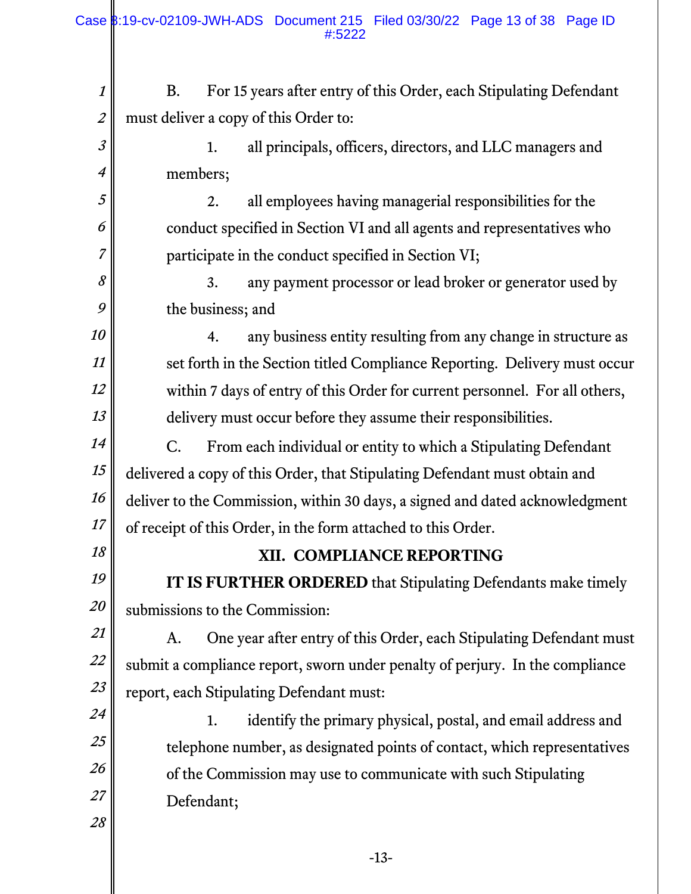B. For 15 years after entry of this Order, each Stipulating Defendant must deliver a copy of this Order to:

1. all principals, officers, directors, and LLC managers and members;

2. all employees having managerial responsibilities for the conduct specified in Section VI and all agents and representatives who participate in the conduct specified in Section VI;

3. any payment processor or lead broker or generator used by the business; and

4. any business entity resulting from any change in structure as set forth in the Section titled Compliance Reporting. Delivery must occur within 7 days of entry of this Order for current personnel. For all others, delivery must occur before they assume their responsibilities.

C. From each individual or entity to which a Stipulating Defendant delivered a copy of this Order, that Stipulating Defendant must obtain and deliver to the Commission, within 30 days, a signed and dated acknowledgment of receipt of this Order, in the form attached to this Order.

## XII. COMPLIANCE REPORTING

**IT IS FURTHER ORDERED** that Stipulating Defendants make timely submissions to the Commission:

A. One year after entry of this Order, each Stipulating Defendant must submit a compliance report, sworn under penalty of perjury. In the compliance report, each Stipulating Defendant must:

1. identify the primary physical, postal, and email address and telephone number, as designated points of contact, which representatives of the Commission may use to communicate with such Stipulating Defendant;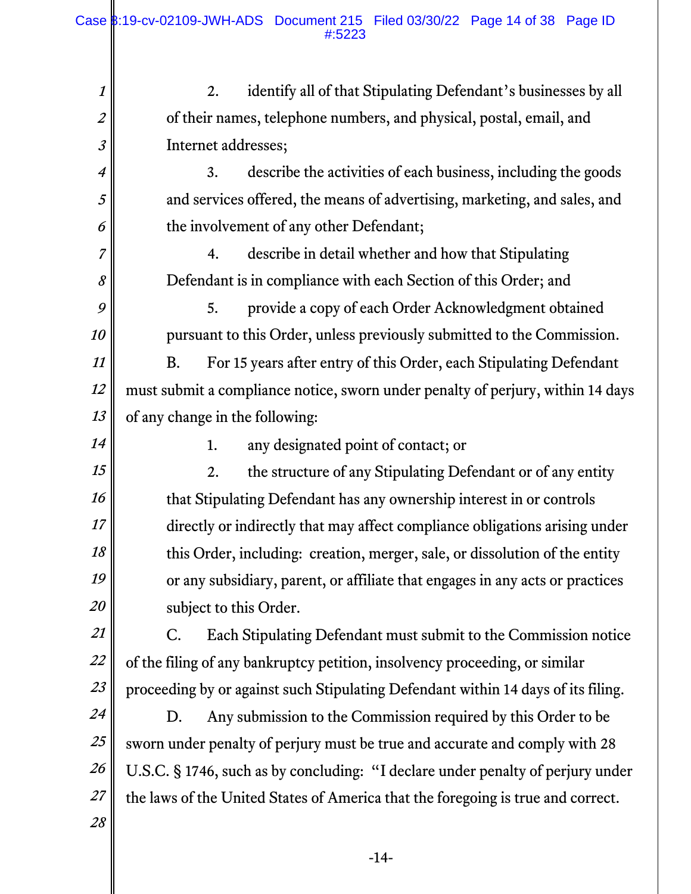2. identify all of that Stipulating Defendant's businesses by all of their names, telephone numbers, and physical, postal, email, and Internet addresses;

3. describe the activities of each business, including the goods and services offered, the means of advertising, marketing, and sales, and the involvement of any other Defendant;

4. describe in detail whether and how that Stipulating Defendant is in compliance with each Section of this Order; and

5. provide a copy of each Order Acknowledgment obtained pursuant to this Order, unless previously submitted to the Commission.

B. For 15 years after entry of this Order, each Stipulating Defendant must submit a compliance notice, sworn under penalty of perjury, within 14 days of any change in the following:

1. any designated point of contact; or

2. the structure of any Stipulating Defendant or of any entity that Stipulating Defendant has any ownership interest in or controls directly or indirectly that may affect compliance obligations arising under this Order, including: creation, merger, sale, or dissolution of the entity or any subsidiary, parent, or affiliate that engages in any acts or practices subject to this Order.

C. Each Stipulating Defendant must submit to the Commission notice of the filing of any bankruptcy petition, insolvency proceeding, or similar proceeding by or against such Stipulating Defendant within 14 days of its filing.

D. Any submission to the Commission required by this Order to be sworn under penalty of perjury must be true and accurate and comply with 28 U.S.C. § 1746, such as by concluding: "I declare under penalty of perjury under the laws of the United States of America that the foregoing is true and correct.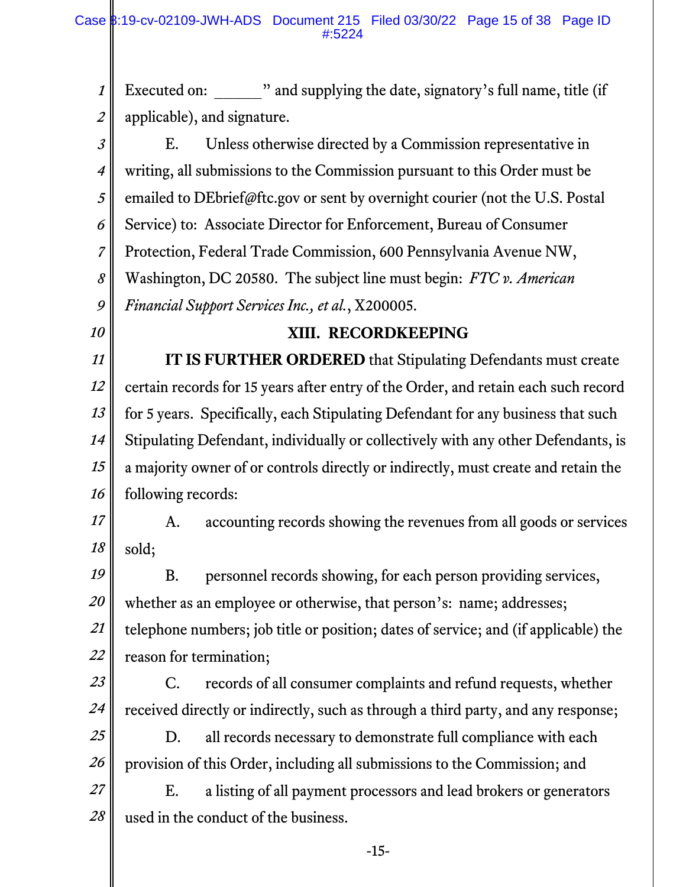Executed on: ______" and supplying the date, signatory's full name, title (if applicable), and signature.

E. Unless otherwise directed by a Commission representative in writing, all submissions to the Commission pursuant to this Order must be emailed to DEbrief@ftc.gov or sent by overnight courier (not the U.S. Postal Service) to: Associate Director for Enforcement, Bureau of Consumer Protection, Federal Trade Commission, 600 Pennsylvania Avenue NW, Washington, DC 20580. The subject line must begin: *FTC v. American Financial Support Services Inc., et al.*, X200005.

## XIII. RECORDKEEPING

**IT IS FURTHER ORDERED** that Stipulating Defendants must create certain records for 15 years after entry of the Order, and retain each such record for 5 years. Specifically, each Stipulating Defendant for any business that such Stipulating Defendant, individually or collectively with any other Defendants, is a majority owner of or controls directly or indirectly, must create and retain the following records:

A. accounting records showing the revenues from all goods or services sold;

B. personnel records showing, for each person providing services, whether as an employee or otherwise, that person's: name; addresses; telephone numbers; job title or position; dates of service; and (if applicable) the reason for termination;

C. records of all consumer complaints and refund requests, whether received directly or indirectly, such as through a third party, and any response;

D. all records necessary to demonstrate full compliance with each provision of this Order, including all submissions to the Commission; and

E. a listing of all payment processors and lead brokers or generators used in the conduct of the business.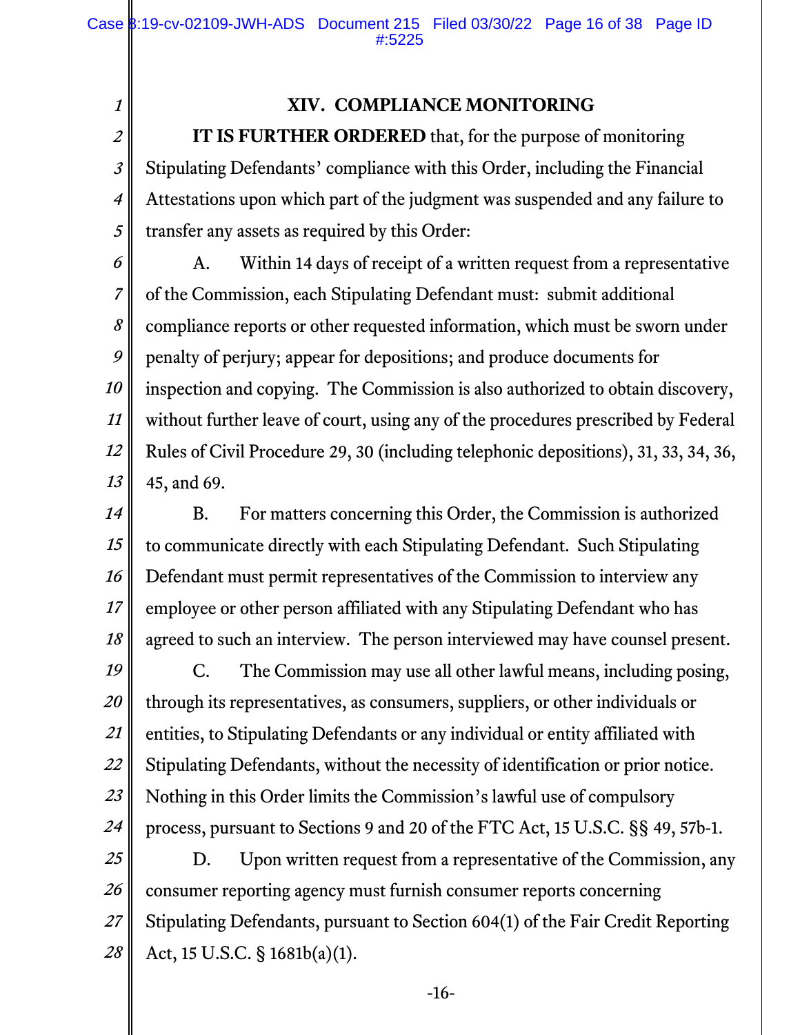## XIV. COMPLIANCE MONITORING

**IT IS FURTHER ORDERED** that, for the purpose of monitoring Stipulating Defendants' compliance with this Order, including the Financial Attestations upon which part of the judgment was suspended and any failure to transfer any assets as required by this Order:

A. Within 14 days of receipt of a written request from a representative of the Commission, each Stipulating Defendant must: submit additional compliance reports or other requested information, which must be sworn under penalty of perjury; appear for depositions; and produce documents for inspection and copying. The Commission is also authorized to obtain discovery, without further leave of court, using any of the procedures prescribed by Federal Rules of Civil Procedure 29, 30 (including telephonic depositions), 31, 33, 34, 36, 45, and 69.

B. For matters concerning this Order, the Commission is authorized to communicate directly with each Stipulating Defendant. Such Stipulating Defendant must permit representatives of the Commission to interview any employee or other person affiliated with any Stipulating Defendant who has agreed to such an interview. The person interviewed may have counsel present.

C. The Commission may use all other lawful means, including posing, through its representatives, as consumers, suppliers, or other individuals or entities, to Stipulating Defendants or any individual or entity affiliated with Stipulating Defendants, without the necessity of identification or prior notice. Nothing in this Order limits the Commission's lawful use of compulsory process, pursuant to Sections 9 and 20 of the FTC Act, 15 U.S.C. §§ 49, 57b-1.

D. Upon written request from a representative of the Commission, any consumer reporting agency must furnish consumer reports concerning Stipulating Defendants, pursuant to Section 604(1) of the Fair Credit Reporting Act, 15 U.S.C. § 1681b(a)(1).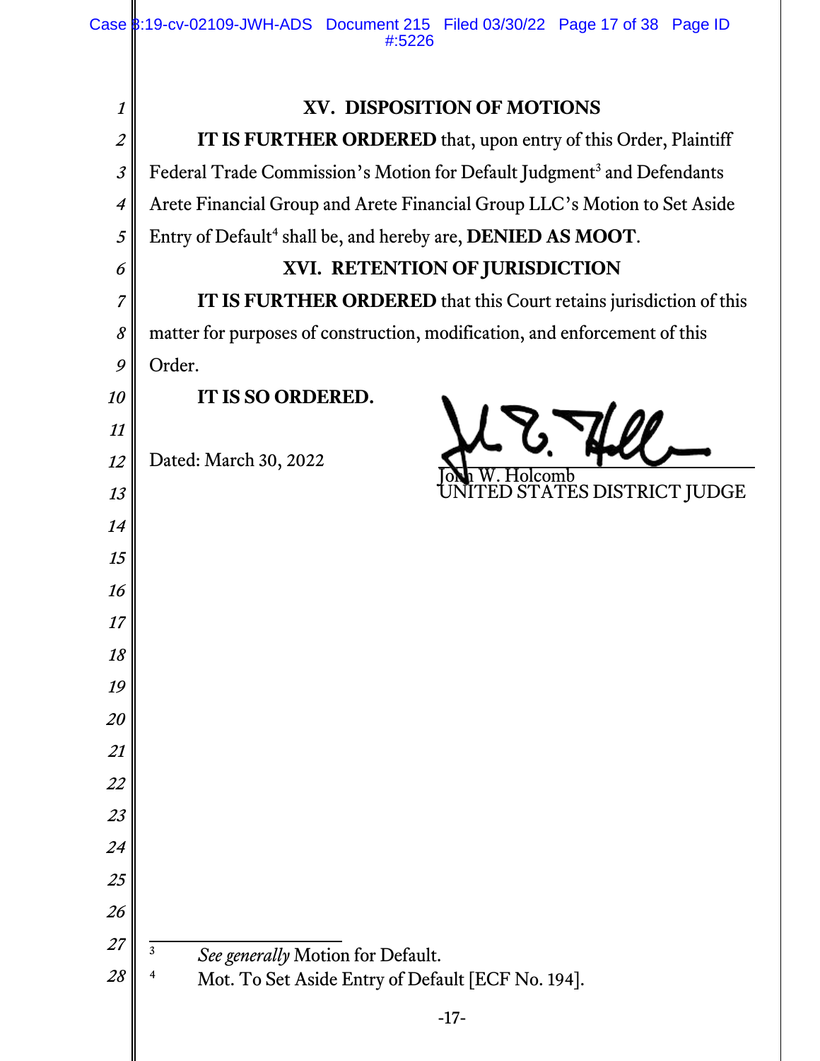## XV. DISPOSITION OF MOTIONS

**IT IS FURTHER ORDERED** that, upon entry of this Order, Plaintiff Federal Trade Commission's Motion for Default Judgment[3] and Defendants Arete Financial Group and Arete Financial Group LLC's Motion to Set Aside Entry of Default[4] shall be, and hereby are, **DENIED AS MOOT**.

## XVI. RETENTION OF JURISDICTION

**IT IS FURTHER ORDERED** that this Court retains jurisdiction of this matter for purposes of construction, modification, and enforcement of this Order.

**IT IS SO ORDERED.**

Dated: March 30, 2022

John W. Holcomb
UNITED STATES DISTRICT JUDGE

---

[3] *See generally* Motion for Default.

[4] Mot. To Set Aside Entry of Default [ECF No. 194].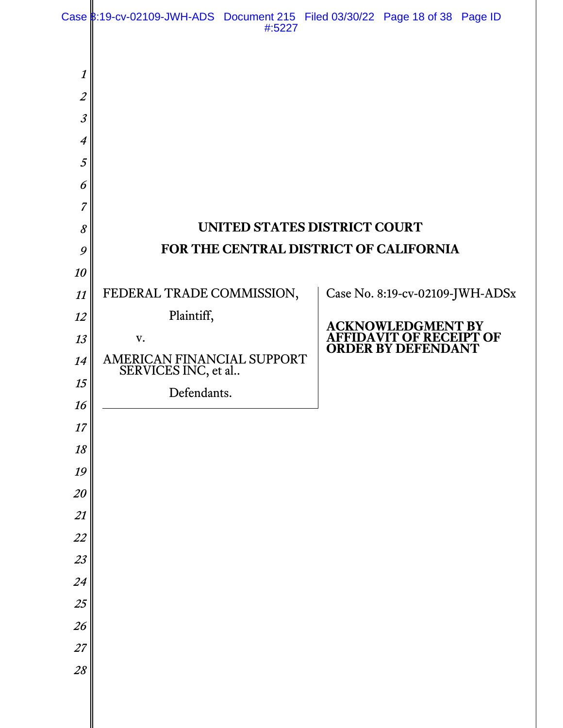**UNITED STATES DISTRICT COURT**
**FOR THE CENTRAL DISTRICT OF CALIFORNIA**

| | |
|---|---|
| FEDERAL TRADE COMMISSION,<br>Plaintiff,<br>v.<br>AMERICAN FINANCIAL SUPPORT SERVICES INC, et al..<br>Defendants. | Case No. 8:19-cv-02109-JWH-ADSx<br><br>**ACKNOWLEDGMENT BY AFFIDAVIT OF RECEIPT OF ORDER BY DEFENDANT** |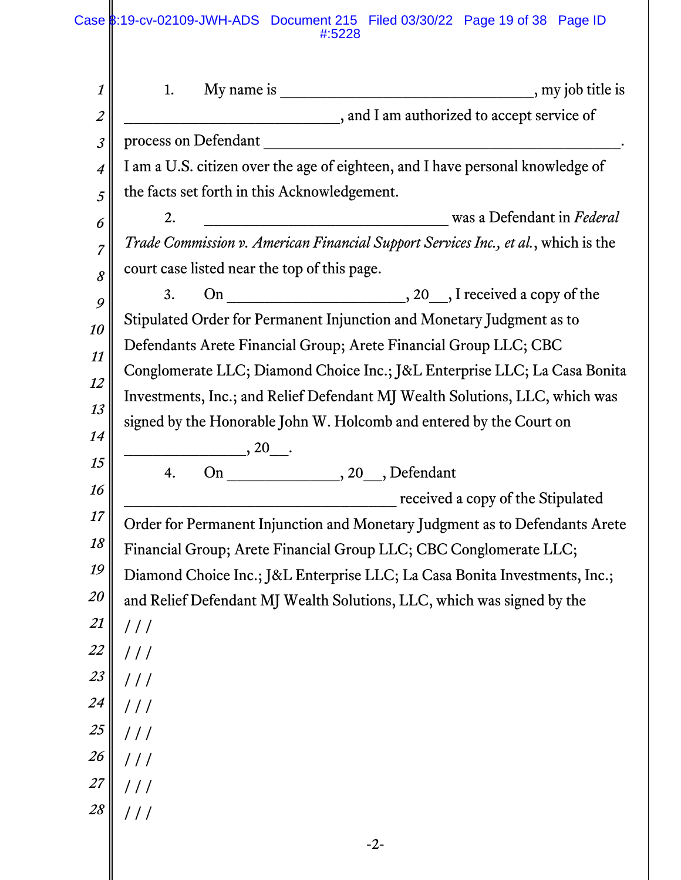1. My name is ________________________________, my job title is ____________________________, and I am authorized to accept service of process on Defendant _____________________________________________. I am a U.S. citizen over the age of eighteen, and I have personal knowledge of the facts set forth in this Acknowledgement.

2. ________________________________ was a Defendant in *Federal Trade Commission v. American Financial Support Services Inc., et al.*, which is the court case listed near the top of this page.

3. On ______________________, 20__, I received a copy of the Stipulated Order for Permanent Injunction and Monetary Judgment as to Defendants Arete Financial Group; Arete Financial Group LLC; CBC Conglomerate LLC; Diamond Choice Inc.; J&L Enterprise LLC; La Casa Bonita Investments, Inc.; and Relief Defendant MJ Wealth Solutions, LLC, which was signed by the Honorable John W. Holcomb and entered by the Court on _______________, 20__.

4. On ______________, 20__, Defendant ___________________________________ received a copy of the Stipulated Order for Permanent Injunction and Monetary Judgment as to Defendants Arete Financial Group; Arete Financial Group LLC; CBC Conglomerate LLC; Diamond Choice Inc.; J&L Enterprise LLC; La Casa Bonita Investments, Inc.; and Relief Defendant MJ Wealth Solutions, LLC, which was signed by the

/ / /

/ / /

/ / /

/ / /

/ / /

/ / /

/ / /

/ / /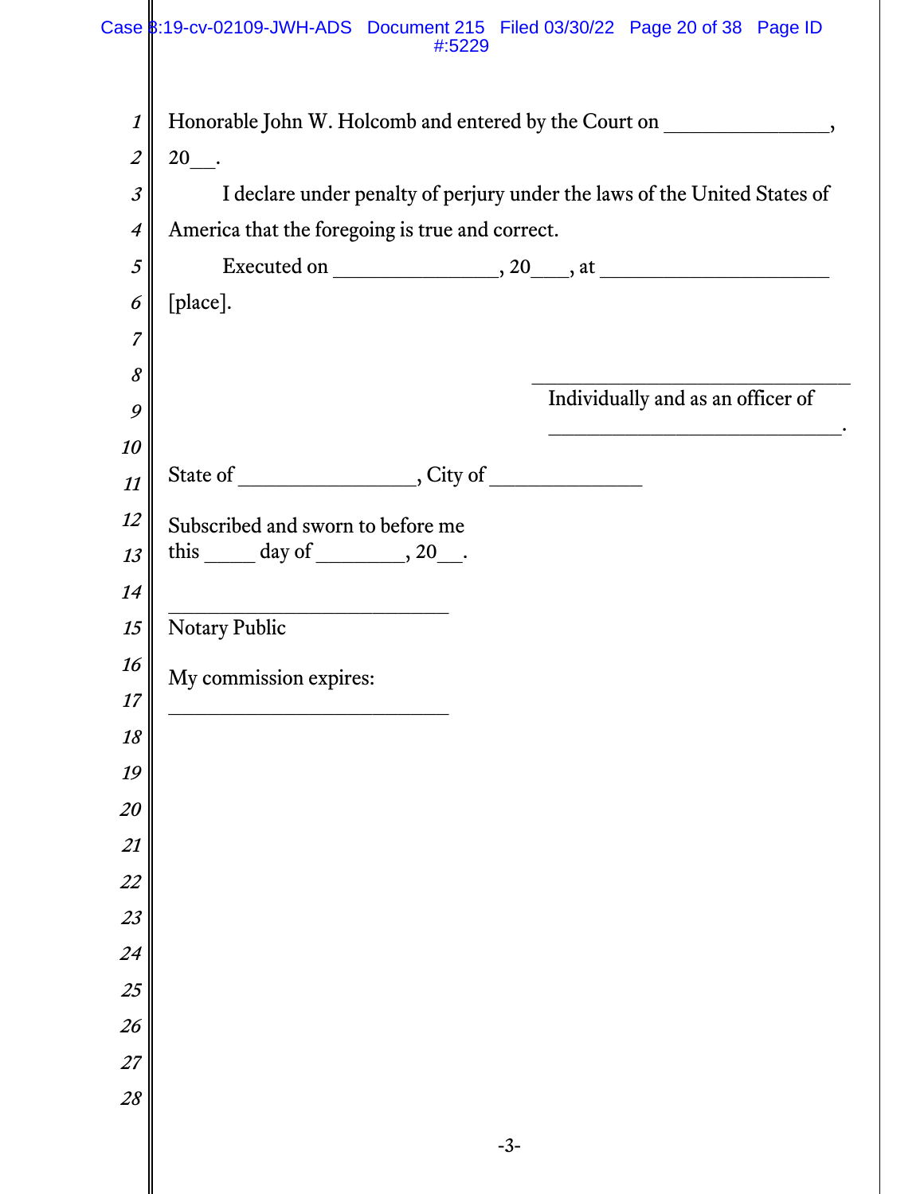Honorable John W. Holcomb and entered by the Court on _______________, 20___.

I declare under penalty of perjury under the laws of the United States of America that the foregoing is true and correct.

Executed on _______________, 20____, at _____________________ [place].

_______________________________
Individually and as an officer of
_____________________________.

State of _________________, City of ______________

Subscribed and sworn to before me
this _____ day of _________, 20___.

___________________________
Notary Public

My commission expires:
___________________________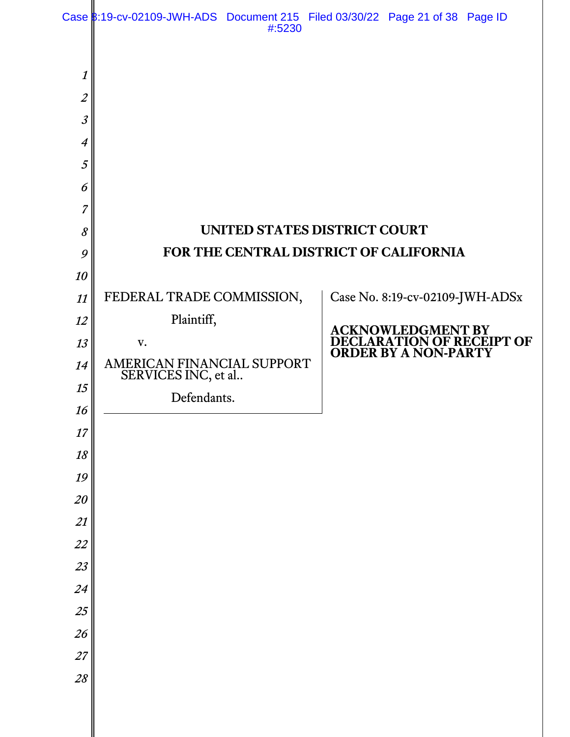# UNITED STATES DISTRICT COURT
# FOR THE CENTRAL DISTRICT OF CALIFORNIA

FEDERAL TRADE COMMISSION,

Plaintiff,

v.

AMERICAN FINANCIAL SUPPORT SERVICES INC, et al..

Defendants.

Case No. 8:19-cv-02109-JWH-ADSx

**ACKNOWLEDGMENT BY DECLARATION OF RECEIPT OF ORDER BY A NON-PARTY**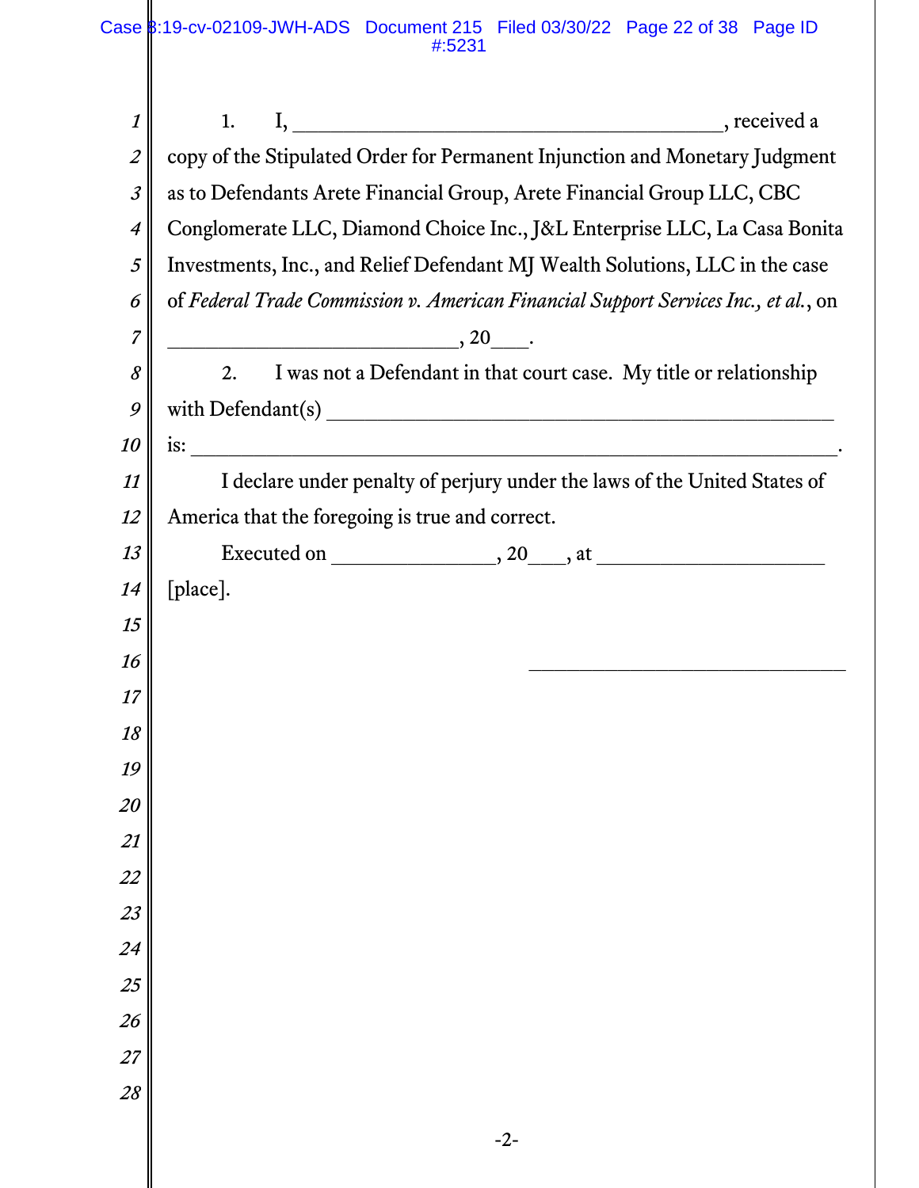1. I, ________________________________________, received a copy of the Stipulated Order for Permanent Injunction and Monetary Judgment as to Defendants Arete Financial Group, Arete Financial Group LLC, CBC Conglomerate LLC, Diamond Choice Inc., J&L Enterprise LLC, La Casa Bonita Investments, Inc., and Relief Defendant MJ Wealth Solutions, LLC in the case of *Federal Trade Commission v. American Financial Support Services Inc., et al.*, on ____________________________, 20___.

2. I was not a Defendant in that court case. My title or relationship with Defendant(s) __________________________________________________ is: ______________________________________________________________.

I declare under penalty of perjury under the laws of the United States of America that the foregoing is true and correct.

Executed on _______________, 20___, at _____________________ [place].

______________________________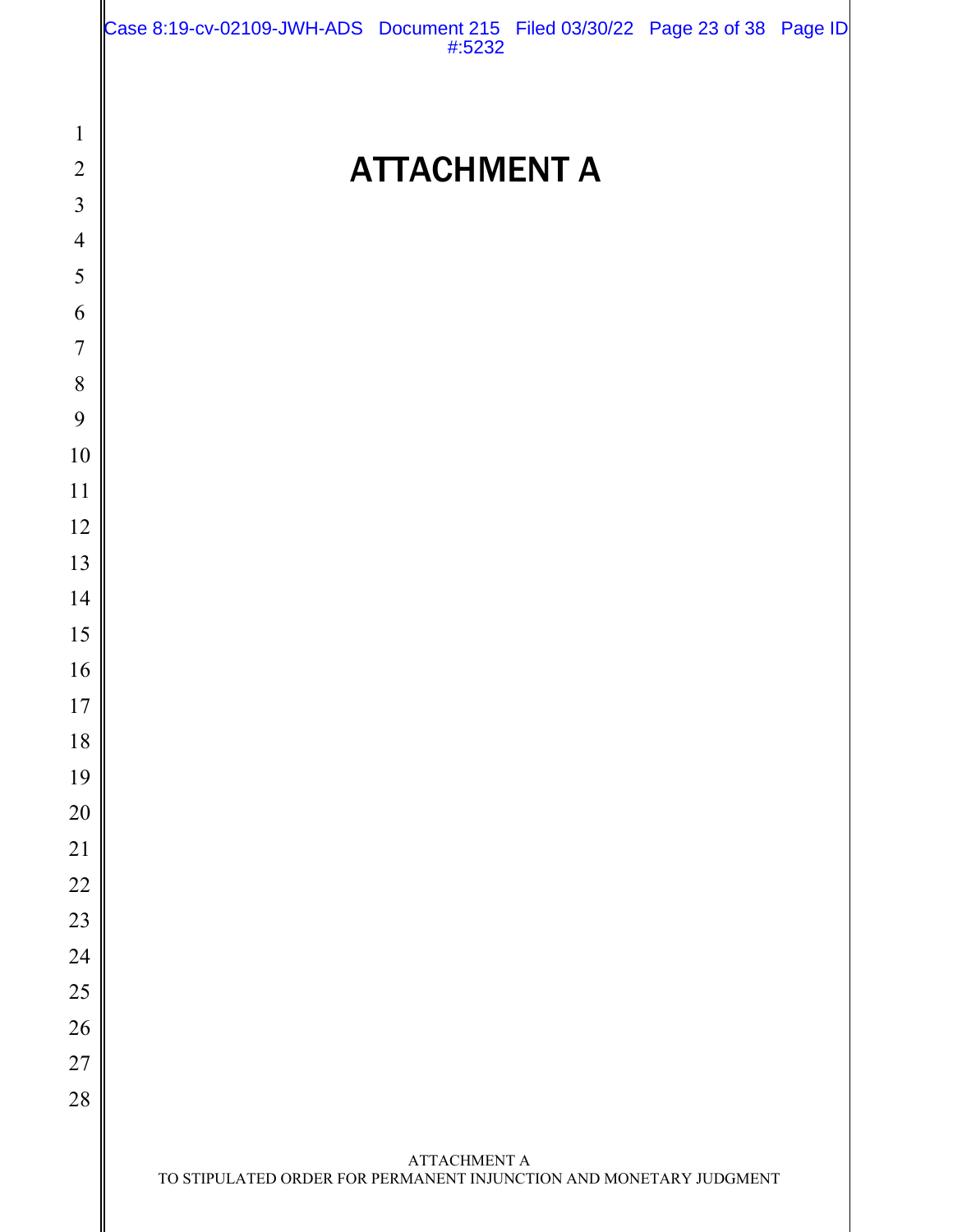# ATTACHMENT A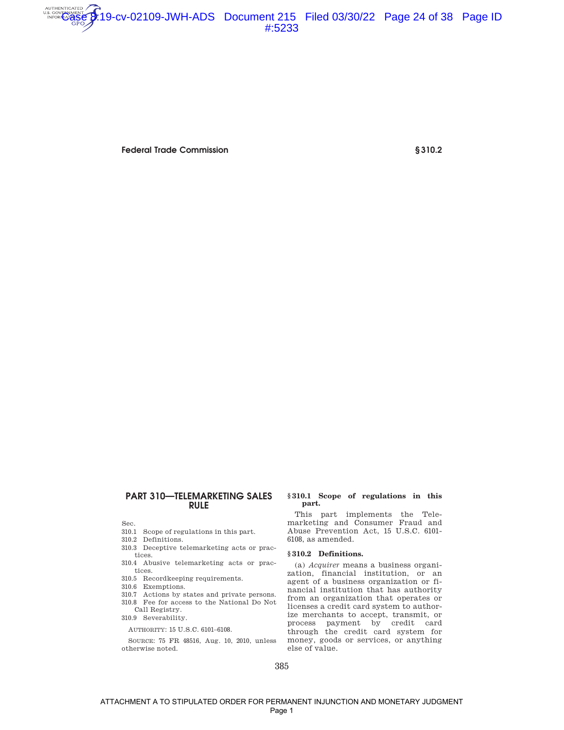# PART 310—TELEMARKETING SALES RULE

Sec.
310.1 Scope of regulations in this part.
310.2 Definitions.
310.3 Deceptive telemarketing acts or practices.
310.4 Abusive telemarketing acts or practices.
310.5 Recordkeeping requirements.
310.6 Exemptions.
310.7 Actions by states and private persons.
310.8 Fee for access to the National Do Not Call Registry.
310.9 Severability.

AUTHORITY: 15 U.S.C. 6101–6108.

SOURCE: 75 FR 48516, Aug. 10, 2010, unless otherwise noted.

## § 310.1 Scope of regulations in this part.

This part implements the Telemarketing and Consumer Fraud and Abuse Prevention Act, 15 U.S.C. 6101-6108, as amended.

## § 310.2 Definitions.

(a) *Acquirer* means a business organization, financial institution, or an agent of a business organization or financial institution that has authority from an organization that operates or licenses a credit card system to authorize merchants to accept, transmit, or process payment by credit card through the credit card system for money, goods or services, or anything else of value.

ATTACHMENT A TO STIPULATED ORDER FOR PERMANENT INJUNCTION AND MONETARY JUDGMENT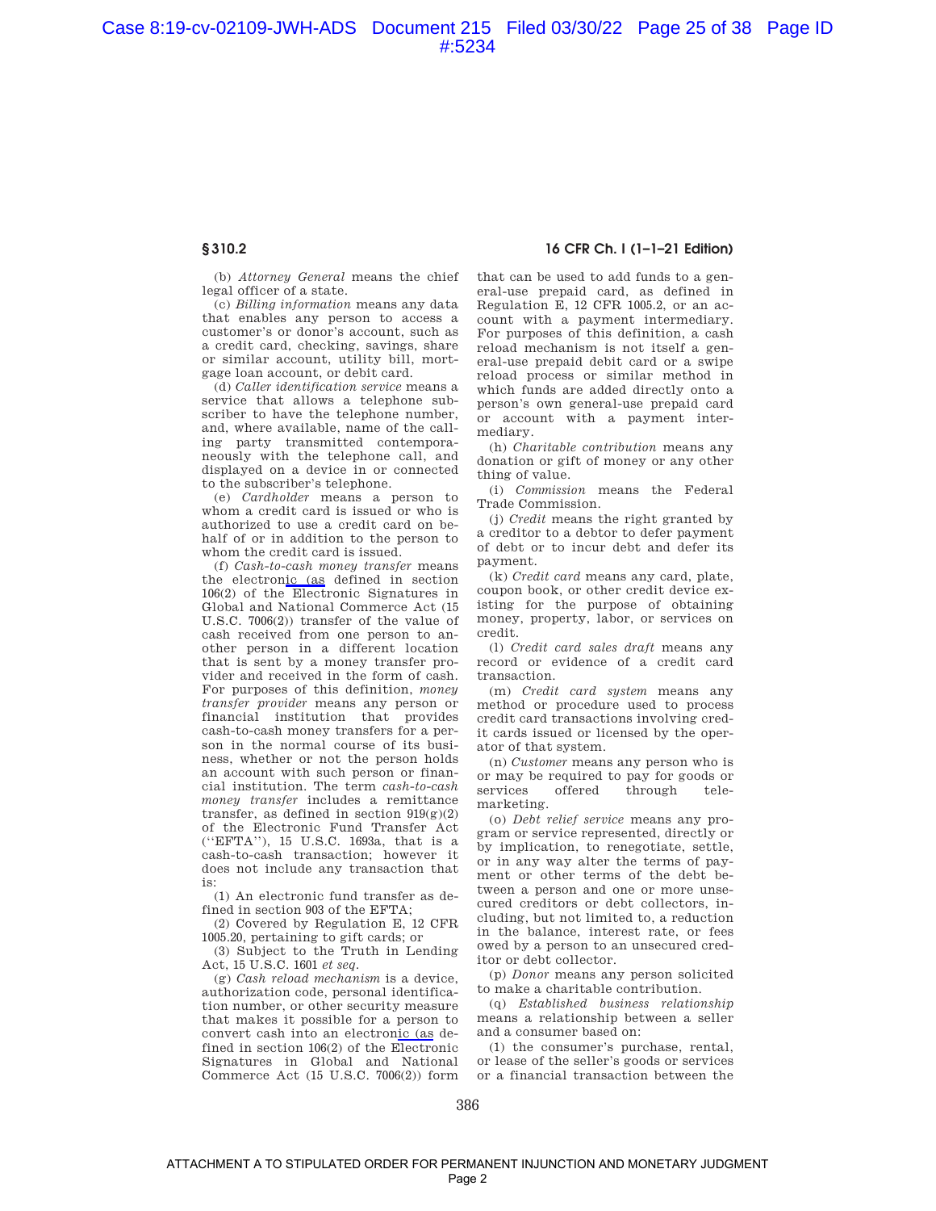**§ 310.2**

**16 CFR Ch. I (1–1–21 Edition)**

(b) *Attorney General* means the chief legal officer of a state.

(c) *Billing information* means any data that enables any person to access a customer's or donor's account, such as a credit card, checking, savings, share or similar account, utility bill, mortgage loan account, or debit card.

(d) *Caller identification service* means a service that allows a telephone subscriber to have the telephone number, and, where available, name of the calling party transmitted contemporaneously with the telephone call, and displayed on a device in or connected to the subscriber's telephone.

(e) *Cardholder* means a person to whom a credit card is issued or who is authorized to use a credit card on behalf of or in addition to the person to whom the credit card is issued.

(f) *Cash-to-cash money transfer* means the electronic (as defined in section 106(2) of the Electronic Signatures in Global and National Commerce Act (15 U.S.C. 7006(2)) transfer of the value of cash received from one person to another person in a different location that is sent by a money transfer provider and received in the form of cash. For purposes of this definition, *money transfer provider* means any person or financial institution that provides cash-to-cash money transfers for a person in the normal course of its business, whether or not the person holds an account with such person or financial institution. The term *cash-to-cash money transfer* includes a remittance transfer, as defined in section 919(g)(2) of the Electronic Fund Transfer Act (''EFTA''), 15 U.S.C. 1693a, that is a cash-to-cash transaction; however it does not include any transaction that is:

(1) An electronic fund transfer as defined in section 903 of the EFTA;

(2) Covered by Regulation E, 12 CFR 1005.20, pertaining to gift cards; or

(3) Subject to the Truth in Lending Act, 15 U.S.C. 1601 *et seq*.

(g) *Cash reload mechanism* is a device, authorization code, personal identification number, or other security measure that makes it possible for a person to convert cash into an electronic (as defined in section 106(2) of the Electronic Signatures in Global and National Commerce Act (15 U.S.C. 7006(2)) form that can be used to add funds to a general-use prepaid card, as defined in Regulation E, 12 CFR 1005.2, or an account with a payment intermediary. For purposes of this definition, a cash reload mechanism is not itself a general-use prepaid debit card or a swipe reload process or similar method in which funds are added directly onto a person's own general-use prepaid card or account with a payment intermediary.

(h) *Charitable contribution* means any donation or gift of money or any other thing of value.

(i) *Commission* means the Federal Trade Commission.

(j) *Credit* means the right granted by a creditor to a debtor to defer payment of debt or to incur debt and defer its payment.

(k) *Credit card* means any card, plate, coupon book, or other credit device existing for the purpose of obtaining money, property, labor, or services on credit.

(l) *Credit card sales draft* means any record or evidence of a credit card transaction.

(m) *Credit card system* means any method or procedure used to process credit card transactions involving credit cards issued or licensed by the operator of that system.

(n) *Customer* means any person who is or may be required to pay for goods or services offered through telemarketing.

(o) *Debt relief service* means any program or service represented, directly or by implication, to renegotiate, settle, or in any way alter the terms of payment or other terms of the debt between a person and one or more unsecured creditors or debt collectors, including, but not limited to, a reduction in the balance, interest rate, or fees owed by a person to an unsecured creditor or debt collector.

(p) *Donor* means any person solicited to make a charitable contribution.

(q) *Established business relationship* means a relationship between a seller and a consumer based on:

(1) the consumer's purchase, rental, or lease of the seller's goods or services or a financial transaction between the

ATTACHMENT A TO STIPULATED ORDER FOR PERMANENT INJUNCTION AND MONETARY JUDGMENT
Page 2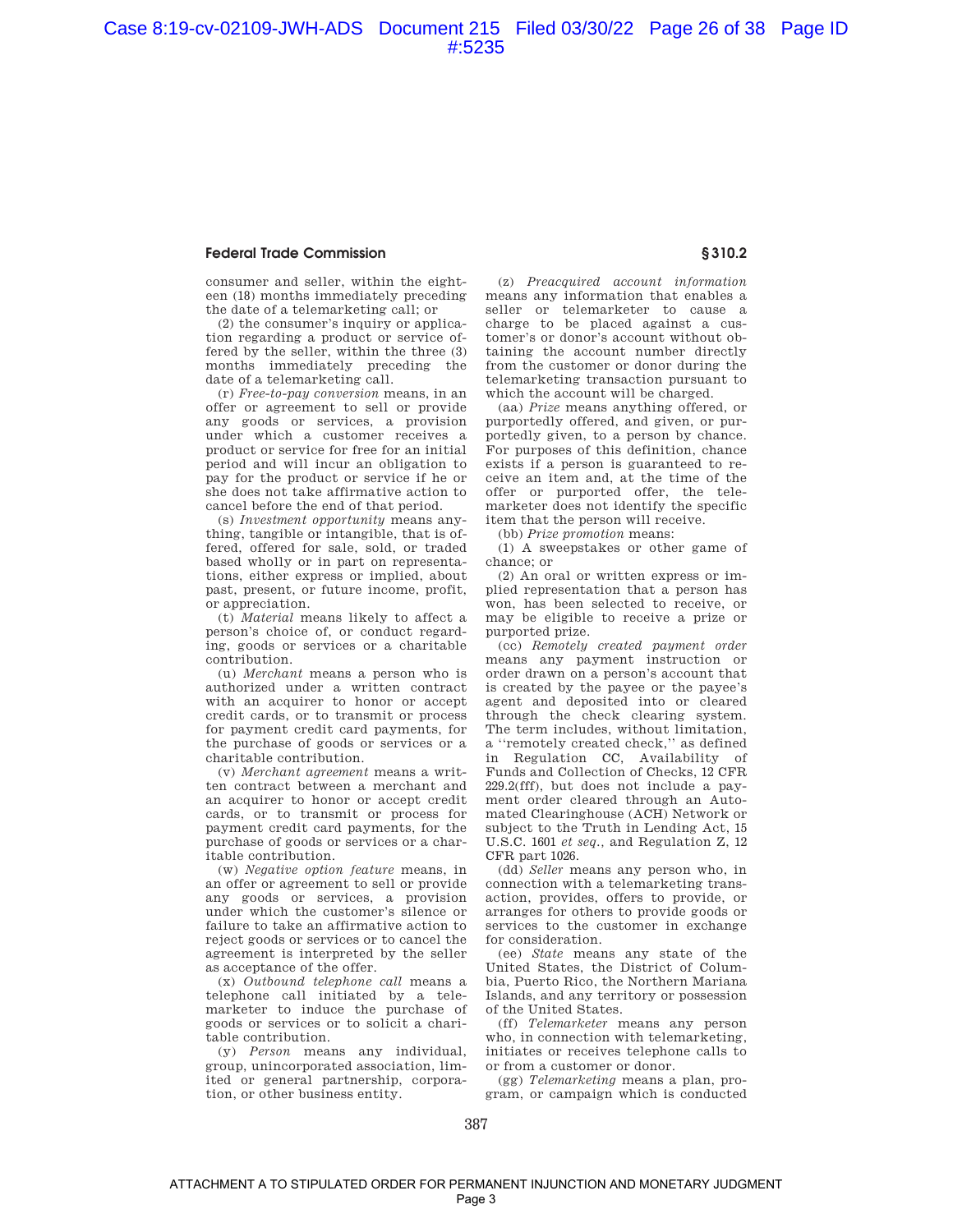consumer and seller, within the eighteen (18) months immediately preceding the date of a telemarketing call; or

(2) the consumer's inquiry or application regarding a product or service offered by the seller, within the three (3) months immediately preceding the date of a telemarketing call.

(r) *Free-to-pay conversion* means, in an offer or agreement to sell or provide any goods or services, a provision under which a customer receives a product or service for free for an initial period and will incur an obligation to pay for the product or service if he or she does not take affirmative action to cancel before the end of that period.

(s) *Investment opportunity* means anything, tangible or intangible, that is offered, offered for sale, sold, or traded based wholly or in part on representations, either express or implied, about past, present, or future income, profit, or appreciation.

(t) *Material* means likely to affect a person's choice of, or conduct regarding, goods or services or a charitable contribution.

(u) *Merchant* means a person who is authorized under a written contract with an acquirer to honor or accept credit cards, or to transmit or process for payment credit card payments, for the purchase of goods or services or a charitable contribution.

(v) *Merchant agreement* means a written contract between a merchant and an acquirer to honor or accept credit cards, or to transmit or process for payment credit card payments, for the purchase of goods or services or a charitable contribution.

(w) *Negative option feature* means, in an offer or agreement to sell or provide any goods or services, a provision under which the customer's silence or failure to take an affirmative action to reject goods or services or to cancel the agreement is interpreted by the seller as acceptance of the offer.

(x) *Outbound telephone call* means a telephone call initiated by a telemarketer to induce the purchase of goods or services or to solicit a charitable contribution.

(y) *Person* means any individual, group, unincorporated association, limited or general partnership, corporation, or other business entity.

(z) *Preacquired account information* means any information that enables a seller or telemarketer to cause a charge to be placed against a customer's or donor's account without obtaining the account number directly from the customer or donor during the telemarketing transaction pursuant to which the account will be charged.

(aa) *Prize* means anything offered, or purportedly offered, and given, or purportedly given, to a person by chance. For purposes of this definition, chance exists if a person is guaranteed to receive an item and, at the time of the offer or purported offer, the telemarketer does not identify the specific item that the person will receive.

(bb) *Prize promotion* means:

(1) A sweepstakes or other game of chance; or

(2) An oral or written express or implied representation that a person has won, has been selected to receive, or may be eligible to receive a prize or purported prize.

(cc) *Remotely created payment order* means any payment instruction or order drawn on a person's account that is created by the payee or the payee's agent and deposited into or cleared through the check clearing system. The term includes, without limitation, a "remotely created check," as defined in Regulation CC, Availability of Funds and Collection of Checks, 12 CFR 229.2(fff), but does not include a payment order cleared through an Automated Clearinghouse (ACH) Network or subject to the Truth in Lending Act, 15 U.S.C. 1601 *et seq.*, and Regulation Z, 12 CFR part 1026.

(dd) *Seller* means any person who, in connection with a telemarketing transaction, provides, offers to provide, or arranges for others to provide goods or services to the customer in exchange for consideration.

(ee) *State* means any state of the United States, the District of Columbia, Puerto Rico, the Northern Mariana Islands, and any territory or possession of the United States.

(ff) *Telemarketer* means any person who, in connection with telemarketing, initiates or receives telephone calls to or from a customer or donor.

(gg) *Telemarketing* means a plan, program, or campaign which is conducted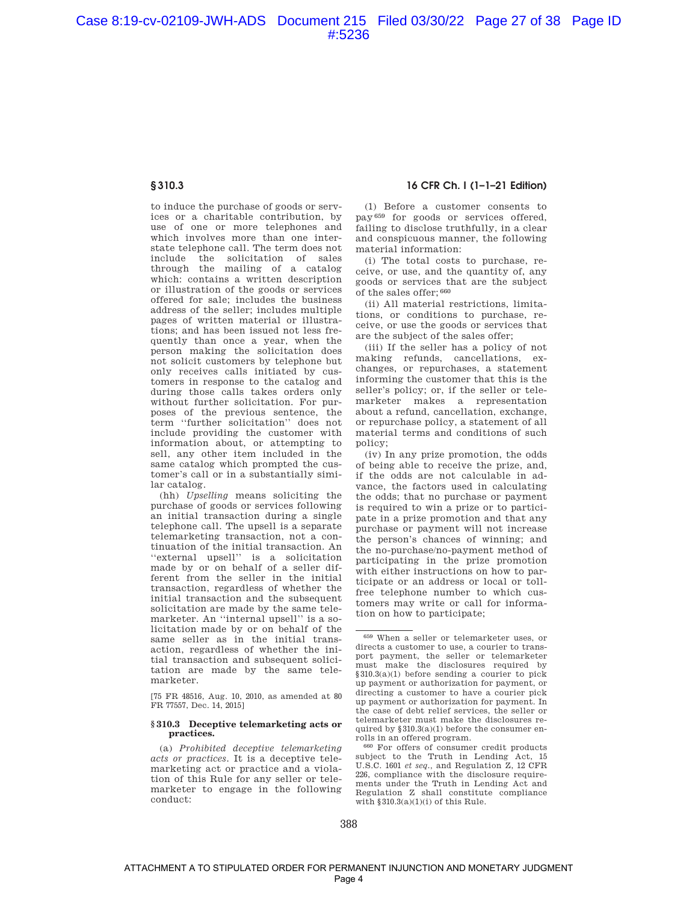to induce the purchase of goods or services or a charitable contribution, by use of one or more telephones and which involves more than one interstate telephone call. The term does not include the solicitation of sales through the mailing of a catalog which: contains a written description or illustration of the goods or services offered for sale; includes the business address of the seller; includes multiple pages of written material or illustrations; and has been issued not less frequently than once a year, when the person making the solicitation does not solicit customers by telephone but only receives calls initiated by customers in response to the catalog and during those calls takes orders only without further solicitation. For purposes of the previous sentence, the term ''further solicitation'' does not include providing the customer with information about, or attempting to sell, any other item included in the same catalog which prompted the customer's call or in a substantially similar catalog.

(hh) *Upselling* means soliciting the purchase of goods or services following an initial transaction during a single telephone call. The upsell is a separate telemarketing transaction, not a continuation of the initial transaction. An ''external upsell'' is a solicitation made by or on behalf of a seller different from the seller in the initial transaction, regardless of whether the initial transaction and the subsequent solicitation are made by the same telemarketer. An ''internal upsell'' is a solicitation made by or on behalf of the same seller as in the initial transaction, regardless of whether the initial transaction and subsequent solicitation are made by the same telemarketer.

[75 FR 48516, Aug. 10, 2010, as amended at 80 FR 77557, Dec. 14, 2015]

### § 310.3 Deceptive telemarketing acts or practices.

(a) *Prohibited deceptive telemarketing acts or practices.* It is a deceptive telemarketing act or practice and a violation of this Rule for any seller or telemarketer to engage in the following conduct:

(1) Before a customer consents to pay[659] for goods or services offered, failing to disclose truthfully, in a clear and conspicuous manner, the following material information:

(i) The total costs to purchase, receive, or use, and the quantity of, any goods or services that are the subject of the sales offer;[660]

(ii) All material restrictions, limitations, or conditions to purchase, receive, or use the goods or services that are the subject of the sales offer;

(iii) If the seller has a policy of not making refunds, cancellations, exchanges, or repurchases, a statement informing the customer that this is the seller's policy; or, if the seller or telemarketer makes a representation about a refund, cancellation, exchange, or repurchase policy, a statement of all material terms and conditions of such policy;

(iv) In any prize promotion, the odds of being able to receive the prize, and, if the odds are not calculable in advance, the factors used in calculating the odds; that no purchase or payment is required to win a prize or to participate in a prize promotion and that any purchase or payment will not increase the person's chances of winning; and the no-purchase/no-payment method of participating in the prize promotion with either instructions on how to participate or an address or local or toll-free telephone number to which customers may write or call for information on how to participate;

---

[659] When a seller or telemarketer uses, or directs a customer to use, a courier to transport payment, the seller or telemarketer must make the disclosures required by §310.3(a)(1) before sending a courier to pick up payment or authorization for payment, or directing a customer to have a courier pick up payment or authorization for payment. In the case of debt relief services, the seller or telemarketer must make the disclosures required by §310.3(a)(1) before the consumer enrolls in an offered program.

[660] For offers of consumer credit products subject to the Truth in Lending Act, 15 U.S.C. 1601 *et seq.*, and Regulation Z, 12 CFR 226, compliance with the disclosure requirements under the Truth in Lending Act and Regulation Z shall constitute compliance with §310.3(a)(1)(i) of this Rule.

ATTACHMENT A TO STIPULATED ORDER FOR PERMANENT INJUNCTION AND MONETARY JUDGMENT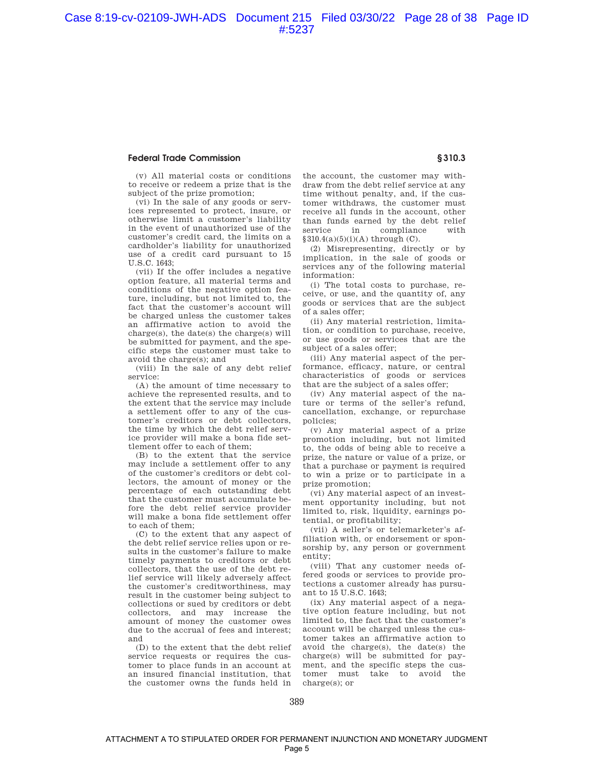(v) All material costs or conditions to receive or redeem a prize that is the subject of the prize promotion;

(vi) In the sale of any goods or services represented to protect, insure, or otherwise limit a customer's liability in the event of unauthorized use of the customer's credit card, the limits on a cardholder's liability for unauthorized use of a credit card pursuant to 15 U.S.C. 1643;

(vii) If the offer includes a negative option feature, all material terms and conditions of the negative option feature, including, but not limited to, the fact that the customer's account will be charged unless the customer takes an affirmative action to avoid the charge(s), the date(s) the charge(s) will be submitted for payment, and the specific steps the customer must take to avoid the charge(s); and

(viii) In the sale of any debt relief service:

(A) the amount of time necessary to achieve the represented results, and to the extent that the service may include a settlement offer to any of the customer's creditors or debt collectors, the time by which the debt relief service provider will make a bona fide settlement offer to each of them;

(B) to the extent that the service may include a settlement offer to any of the customer's creditors or debt collectors, the amount of money or the percentage of each outstanding debt that the customer must accumulate before the debt relief service provider will make a bona fide settlement offer to each of them;

(C) to the extent that any aspect of the debt relief service relies upon or results in the customer's failure to make timely payments to creditors or debt collectors, that the use of the debt relief service will likely adversely affect the customer's creditworthiness, may result in the customer being subject to collections or sued by creditors or debt collectors, and may increase the amount of money the customer owes due to the accrual of fees and interest; and

(D) to the extent that the debt relief service requests or requires the customer to place funds in an account at an insured financial institution, that the customer owns the funds held in the account, the customer may withdraw from the debt relief service at any time without penalty, and, if the customer withdraws, the customer must receive all funds in the account, other than funds earned by the debt relief service in compliance with §310.4(a)(5)(i)(A) through (C).

(2) Misrepresenting, directly or by implication, in the sale of goods or services any of the following material information:

(i) The total costs to purchase, receive, or use, and the quantity of, any goods or services that are the subject of a sales offer;

(ii) Any material restriction, limitation, or condition to purchase, receive, or use goods or services that are the subject of a sales offer;

(iii) Any material aspect of the performance, efficacy, nature, or central characteristics of goods or services that are the subject of a sales offer;

(iv) Any material aspect of the nature or terms of the seller's refund, cancellation, exchange, or repurchase policies;

(v) Any material aspect of a prize promotion including, but not limited to, the odds of being able to receive a prize, the nature or value of a prize, or that a purchase or payment is required to win a prize or to participate in a prize promotion;

(vi) Any material aspect of an investment opportunity including, but not limited to, risk, liquidity, earnings potential, or profitability;

(vii) A seller's or telemarketer's affiliation with, or endorsement or sponsorship by, any person or government entity;

(viii) That any customer needs offered goods or services to provide protections a customer already has pursuant to 15 U.S.C. 1643;

(ix) Any material aspect of a negative option feature including, but not limited to, the fact that the customer's account will be charged unless the customer takes an affirmative action to avoid the charge(s), the date(s) the charge(s) will be submitted for payment, and the specific steps the customer must take to avoid the charge(s); or

ATTACHMENT A TO STIPULATED ORDER FOR PERMANENT INJUNCTION AND MONETARY JUDGMENT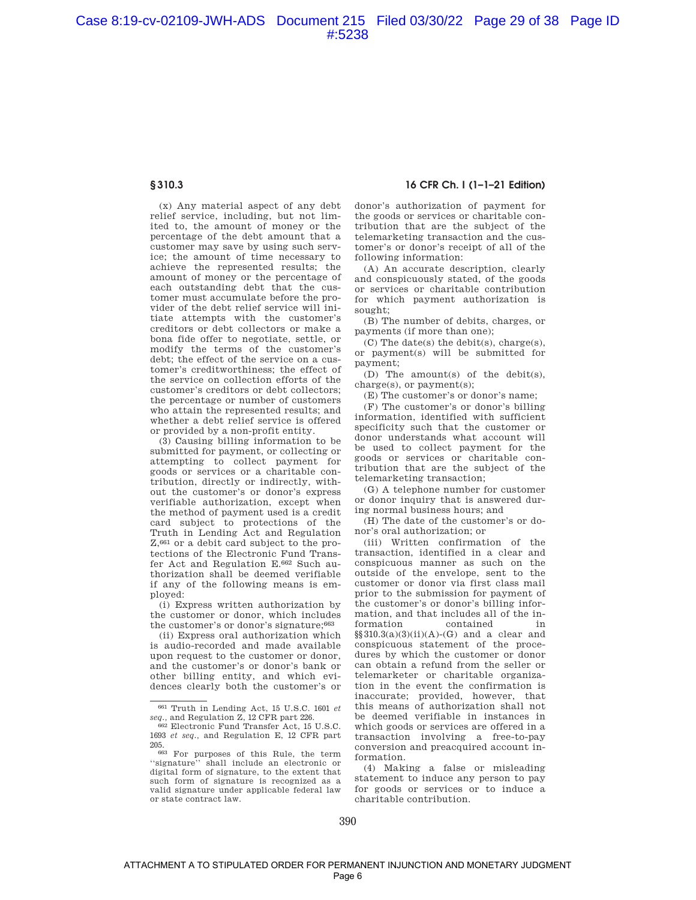(x) Any material aspect of any debt relief service, including, but not limited to, the amount of money or the percentage of the debt amount that a customer may save by using such service; the amount of time necessary to achieve the represented results; the amount of money or the percentage of each outstanding debt that the customer must accumulate before the provider of the debt relief service will initiate attempts with the customer's creditors or debt collectors or make a bona fide offer to negotiate, settle, or modify the terms of the customer's debt; the effect of the service on a customer's creditworthiness; the effect of the service on collection efforts of the customer's creditors or debt collectors; the percentage or number of customers who attain the represented results; and whether a debt relief service is offered or provided by a non-profit entity.

(3) Causing billing information to be submitted for payment, or collecting or attempting to collect payment for goods or services or a charitable contribution, directly or indirectly, without the customer's or donor's express verifiable authorization, except when the method of payment used is a credit card subject to protections of the Truth in Lending Act and Regulation Z,[661] or a debit card subject to the protections of the Electronic Fund Transfer Act and Regulation E.[662] Such authorization shall be deemed verifiable if any of the following means is employed:

(i) Express written authorization by the customer or donor, which includes the customer's or donor's signature;[663]

(ii) Express oral authorization which is audio-recorded and made available upon request to the customer or donor, and the customer's or donor's bank or other billing entity, and which evidences clearly both the customer's or donor's authorization of payment for the goods or services or charitable contribution that are the subject of the telemarketing transaction and the customer's or donor's receipt of all of the following information:

(A) An accurate description, clearly and conspicuously stated, of the goods or services or charitable contribution for which payment authorization is sought;

(B) The number of debits, charges, or payments (if more than one);

(C) The date(s) the debit(s), charge(s), or payment(s) will be submitted for payment;

(D) The amount(s) of the debit(s), charge(s), or payment(s);

(E) The customer's or donor's name;

(F) The customer's or donor's billing information, identified with sufficient specificity such that the customer or donor understands what account will be used to collect payment for the goods or services or charitable contribution that are the subject of the telemarketing transaction;

(G) A telephone number for customer or donor inquiry that is answered during normal business hours; and

(H) The date of the customer's or donor's oral authorization; or

(iii) Written confirmation of the transaction, identified in a clear and conspicuous manner as such on the outside of the envelope, sent to the customer or donor via first class mail prior to the submission for payment of the customer's or donor's billing information, and that includes all of the information contained in §§310.3(a)(3)(ii)(A)-(G) and a clear and conspicuous statement of the procedures by which the customer or donor can obtain a refund from the seller or telemarketer or charitable organization in the event the confirmation is inaccurate; provided, however, that this means of authorization shall not be deemed verifiable in instances in which goods or services are offered in a transaction involving a free-to-pay conversion and preacquired account information.

(4) Making a false or misleading statement to induce any person to pay for goods or services or to induce a charitable contribution.

---

[661] Truth in Lending Act, 15 U.S.C. 1601 *et seq.*, and Regulation Z, 12 CFR part 226.

[662] Electronic Fund Transfer Act, 15 U.S.C. 1693 *et seq.*, and Regulation E, 12 CFR part 205.

[663] For purposes of this Rule, the term "signature" shall include an electronic or digital form of signature, to the extent that such form of signature is recognized as a valid signature under applicable federal law or state contract law.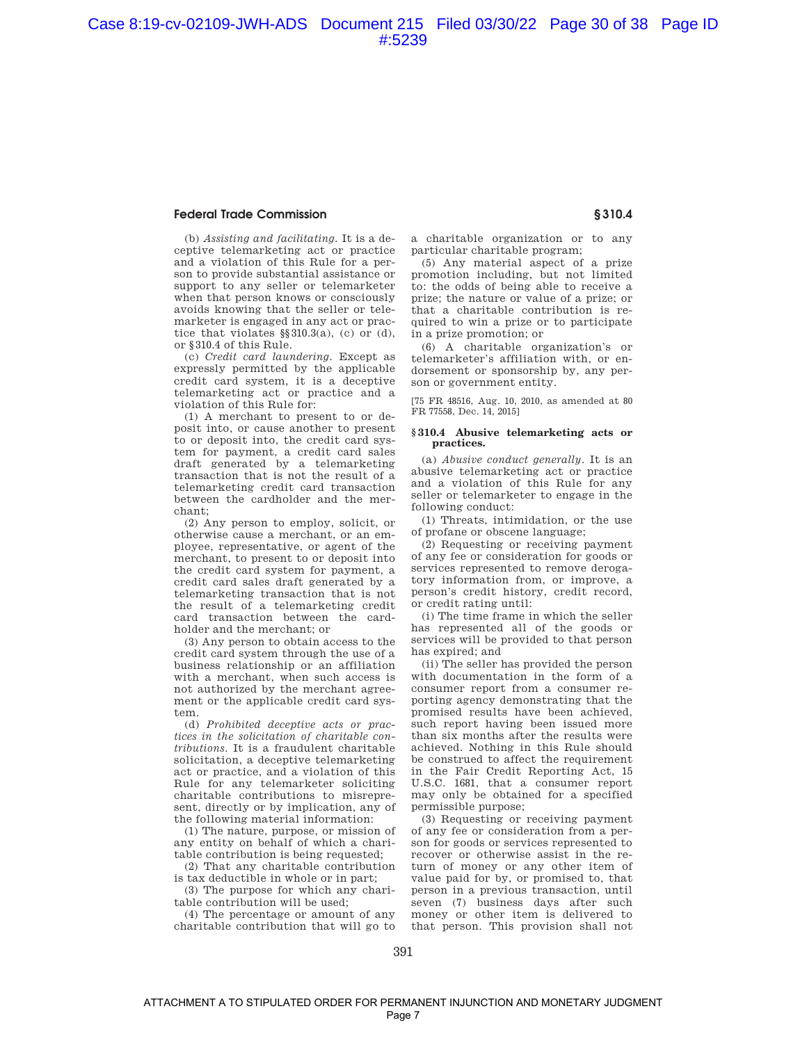(b) *Assisting and facilitating*. It is a deceptive telemarketing act or practice and a violation of this Rule for a person to provide substantial assistance or support to any seller or telemarketer when that person knows or consciously avoids knowing that the seller or telemarketer is engaged in any act or practice that violates §§310.3(a), (c) or (d), or §310.4 of this Rule.

(c) *Credit card laundering*. Except as expressly permitted by the applicable credit card system, it is a deceptive telemarketing act or practice and a violation of this Rule for:

(1) A merchant to present to or deposit into, or cause another to present to or deposit into, the credit card system for payment, a credit card sales draft generated by a telemarketing transaction that is not the result of a telemarketing credit card transaction between the cardholder and the merchant;

(2) Any person to employ, solicit, or otherwise cause a merchant, or an employee, representative, or agent of the merchant, to present to or deposit into the credit card system for payment, a credit card sales draft generated by a telemarketing transaction that is not the result of a telemarketing credit card transaction between the cardholder and the merchant; or

(3) Any person to obtain access to the credit card system through the use of a business relationship or an affiliation with a merchant, when such access is not authorized by the merchant agreement or the applicable credit card system.

(d) *Prohibited deceptive acts or practices in the solicitation of charitable contributions*. It is a fraudulent charitable solicitation, a deceptive telemarketing act or practice, and a violation of this Rule for any telemarketer soliciting charitable contributions to misrepresent, directly or by implication, any of the following material information:

(1) The nature, purpose, or mission of any entity on behalf of which a charitable contribution is being requested;

(2) That any charitable contribution is tax deductible in whole or in part;

(3) The purpose for which any charitable contribution will be used;

(4) The percentage or amount of any charitable contribution that will go to a charitable organization or to any particular charitable program;

(5) Any material aspect of a prize promotion including, but not limited to: the odds of being able to receive a prize; the nature or value of a prize; or that a charitable contribution is required to win a prize or to participate in a prize promotion; or

(6) A charitable organization's or telemarketer's affiliation with, or endorsement or sponsorship by, any person or government entity.

[75 FR 48516, Aug. 10, 2010, as amended at 80 FR 77558, Dec. 14, 2015]

### § 310.4 Abusive telemarketing acts or practices.

(a) *Abusive conduct generally*. It is an abusive telemarketing act or practice and a violation of this Rule for any seller or telemarketer to engage in the following conduct:

(1) Threats, intimidation, or the use of profane or obscene language;

(2) Requesting or receiving payment of any fee or consideration for goods or services represented to remove derogatory information from, or improve, a person's credit history, credit record, or credit rating until:

(i) The time frame in which the seller has represented all of the goods or services will be provided to that person has expired; and

(ii) The seller has provided the person with documentation in the form of a consumer report from a consumer reporting agency demonstrating that the promised results have been achieved, such report having been issued more than six months after the results were achieved. Nothing in this Rule should be construed to affect the requirement in the Fair Credit Reporting Act, 15 U.S.C. 1681, that a consumer report may only be obtained for a specified permissible purpose;

(3) Requesting or receiving payment of any fee or consideration from a person for goods or services represented to recover or otherwise assist in the return of money or any other item of value paid for by, or promised to, that person in a previous transaction, until seven (7) business days after such money or other item is delivered to that person. This provision shall not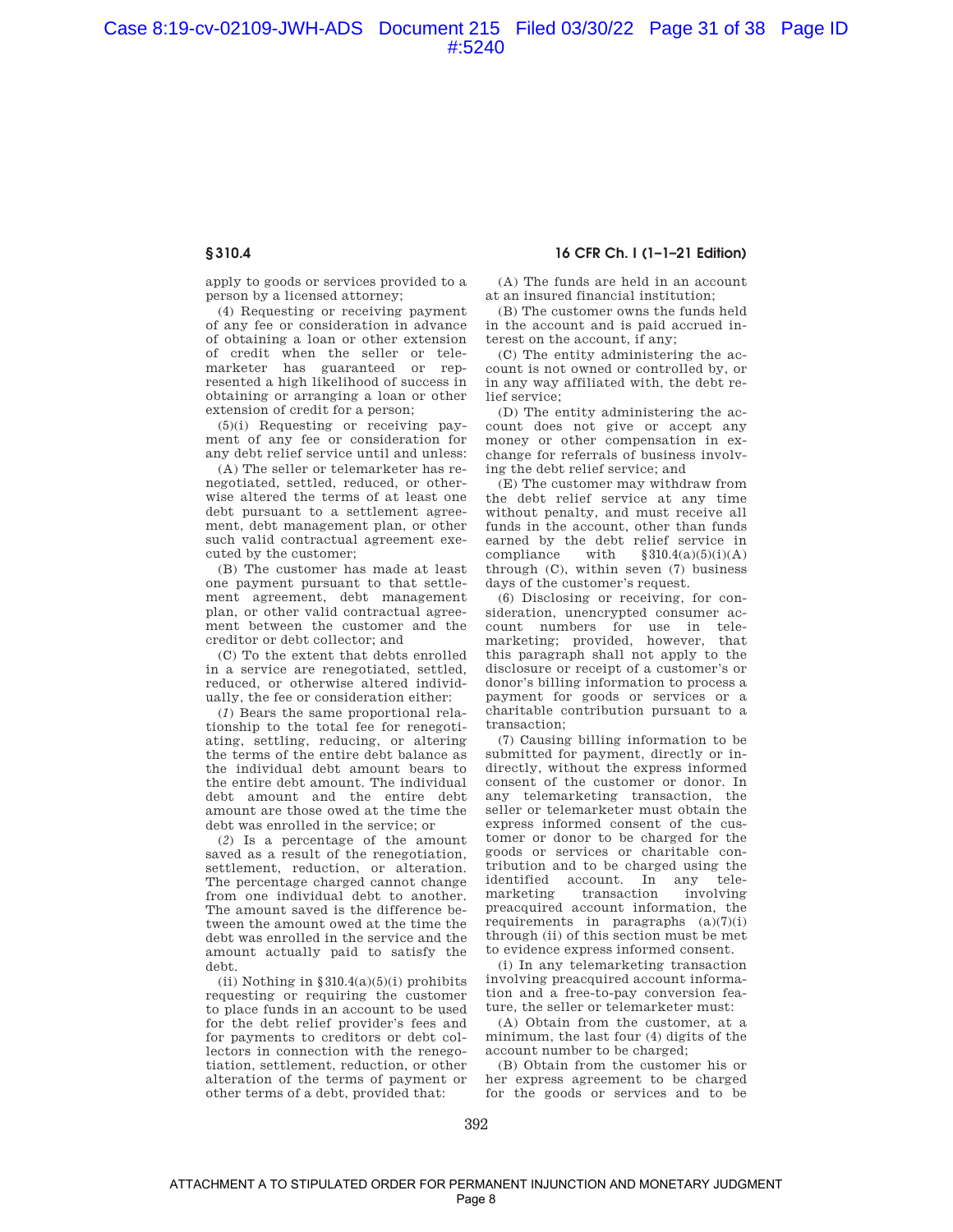apply to goods or services provided to a person by a licensed attorney;

(4) Requesting or receiving payment of any fee or consideration in advance of obtaining a loan or other extension of credit when the seller or telemarketer has guaranteed or represented a high likelihood of success in obtaining or arranging a loan or other extension of credit for a person;

(5)(i) Requesting or receiving payment of any fee or consideration for any debt relief service until and unless:

(A) The seller or telemarketer has renegotiated, settled, reduced, or otherwise altered the terms of at least one debt pursuant to a settlement agreement, debt management plan, or other such valid contractual agreement executed by the customer;

(B) The customer has made at least one payment pursuant to that settlement agreement, debt management plan, or other valid contractual agreement between the customer and the creditor or debt collector; and

(C) To the extent that debts enrolled in a service are renegotiated, settled, reduced, or otherwise altered individually, the fee or consideration either:

(*1*) Bears the same proportional relationship to the total fee for renegotiating, settling, reducing, or altering the terms of the entire debt balance as the individual debt amount bears to the entire debt amount. The individual debt amount and the entire debt amount are those owed at the time the debt was enrolled in the service; or

(*2*) Is a percentage of the amount saved as a result of the renegotiation, settlement, reduction, or alteration. The percentage charged cannot change from one individual debt to another. The amount saved is the difference between the amount owed at the time the debt was enrolled in the service and the amount actually paid to satisfy the debt.

(ii) Nothing in §310.4(a)(5)(i) prohibits requesting or requiring the customer to place funds in an account to be used for the debt relief provider's fees and for payments to creditors or debt collectors in connection with the renegotiation, settlement, reduction, or other alteration of the terms of payment or other terms of a debt, provided that:

(A) The funds are held in an account at an insured financial institution;

(B) The customer owns the funds held in the account and is paid accrued interest on the account, if any;

(C) The entity administering the account is not owned or controlled by, or in any way affiliated with, the debt relief service;

(D) The entity administering the account does not give or accept any money or other compensation in exchange for referrals of business involving the debt relief service; and

(E) The customer may withdraw from the debt relief service at any time without penalty, and must receive all funds in the account, other than funds earned by the debt relief service in compliance with §310.4(a)(5)(i)(A) through (C), within seven (7) business days of the customer's request.

(6) Disclosing or receiving, for consideration, unencrypted consumer account numbers for use in telemarketing; provided, however, that this paragraph shall not apply to the disclosure or receipt of a customer's or donor's billing information to process a payment for goods or services or a charitable contribution pursuant to a transaction;

(7) Causing billing information to be submitted for payment, directly or indirectly, without the express informed consent of the customer or donor. In any telemarketing transaction, the seller or telemarketer must obtain the express informed consent of the customer or donor to be charged for the goods or services or charitable contribution and to be charged using the identified account. In any telemarketing transaction involving preacquired account information, the requirements in paragraphs (a)(7)(i) through (ii) of this section must be met to evidence express informed consent.

(i) In any telemarketing transaction involving preacquired account information and a free-to-pay conversion feature, the seller or telemarketer must:

(A) Obtain from the customer, at a minimum, the last four (4) digits of the account number to be charged;

(B) Obtain from the customer his or her express agreement to be charged for the goods or services and to be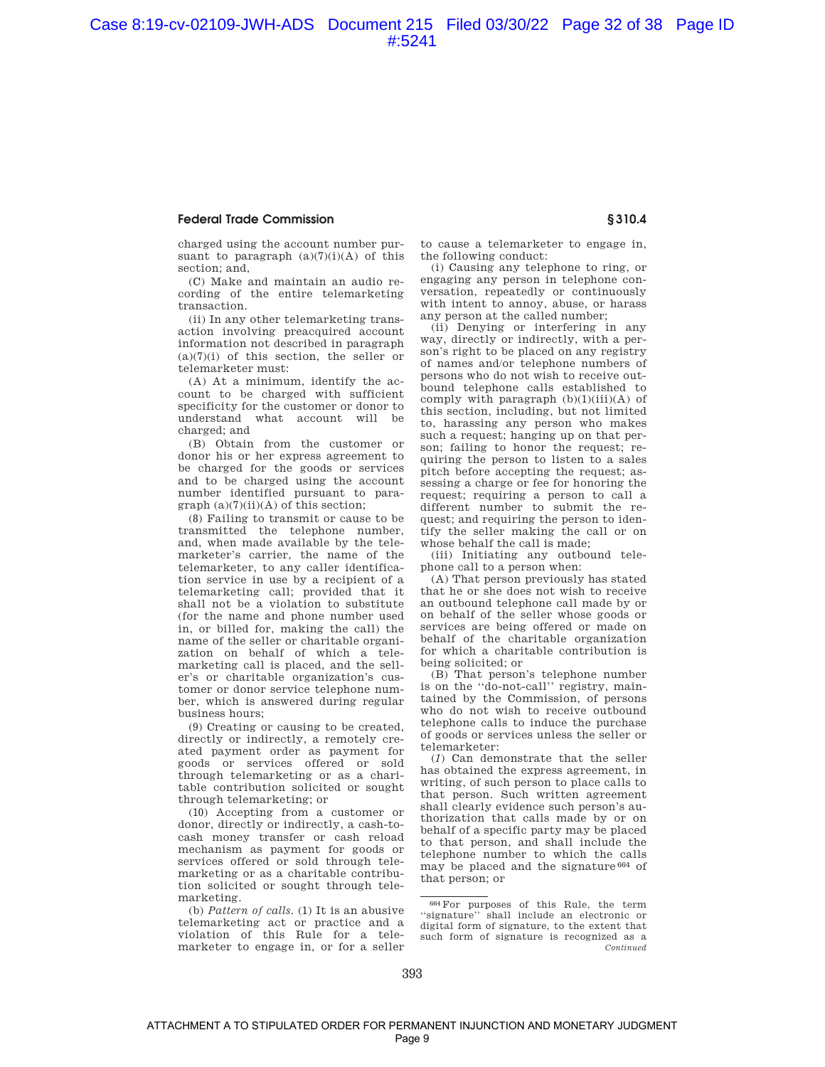charged using the account number pursuant to paragraph (a)(7)(i)(A) of this section; and,

(C) Make and maintain an audio recording of the entire telemarketing transaction.

(ii) In any other telemarketing transaction involving preacquired account information not described in paragraph (a)(7)(i) of this section, the seller or telemarketer must:

(A) At a minimum, identify the account to be charged with sufficient specificity for the customer or donor to understand what account will be charged; and

(B) Obtain from the customer or donor his or her express agreement to be charged for the goods or services and to be charged using the account number identified pursuant to paragraph (a)(7)(ii)(A) of this section;

(8) Failing to transmit or cause to be transmitted the telephone number, and, when made available by the telemarketer's carrier, the name of the telemarketer, to any caller identification service in use by a recipient of a telemarketing call; provided that it shall not be a violation to substitute (for the name and phone number used in, or billed for, making the call) the name of the seller or charitable organization on behalf of which a telemarketing call is placed, and the seller's or charitable organization's customer or donor service telephone number, which is answered during regular business hours;

(9) Creating or causing to be created, directly or indirectly, a remotely created payment order as payment for goods or services offered or sold through telemarketing or as a charitable contribution solicited or sought through telemarketing; or

(10) Accepting from a customer or donor, directly or indirectly, a cash-to-cash money transfer or cash reload mechanism as payment for goods or services offered or sold through telemarketing or as a charitable contribution solicited or sought through telemarketing.

(b) *Pattern of calls.* (1) It is an abusive telemarketing act or practice and a violation of this Rule for a telemarketer to engage in, or for a seller to cause a telemarketer to engage in, the following conduct:

(i) Causing any telephone to ring, or engaging any person in telephone conversation, repeatedly or continuously with intent to annoy, abuse, or harass any person at the called number;

(ii) Denying or interfering in any way, directly or indirectly, with a person's right to be placed on any registry of names and/or telephone numbers of persons who do not wish to receive outbound telephone calls established to comply with paragraph (b)(1)(iii)(A) of this section, including, but not limited to, harassing any person who makes such a request; hanging up on that person; failing to honor the request; requiring the person to listen to a sales pitch before accepting the request; assessing a charge or fee for honoring the request; requiring a person to call a different number to submit the request; and requiring the person to identify the seller making the call or on whose behalf the call is made;

(iii) Initiating any outbound telephone call to a person when:

(A) That person previously has stated that he or she does not wish to receive an outbound telephone call made by or on behalf of the seller whose goods or services are being offered or made on behalf of the charitable organization for which a charitable contribution is being solicited; or

(B) That person's telephone number is on the "do-not-call" registry, maintained by the Commission, of persons who do not wish to receive outbound telephone calls to induce the purchase of goods or services unless the seller or telemarketer:

(*1*) Can demonstrate that the seller has obtained the express agreement, in writing, of such person to place calls to that person. Such written agreement shall clearly evidence such person's authorization that calls made by or on behalf of a specific party may be placed to that person, and shall include the telephone number to which the calls may be placed and the signature[664] of that person; or

---

[664] For purposes of this Rule, the term "signature" shall include an electronic or digital form of signature, to the extent that such form of signature is recognized as a

*Continued*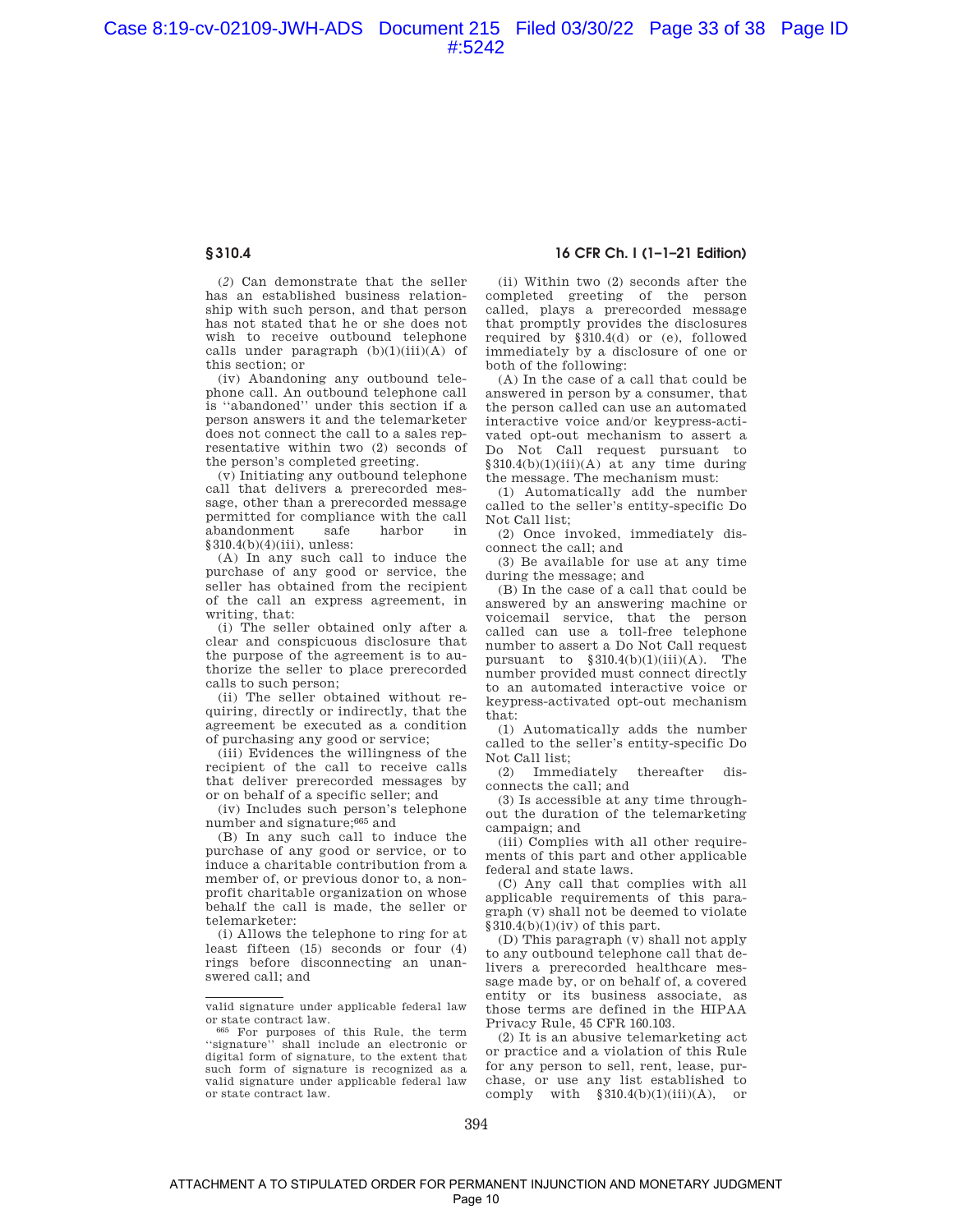**§ 310.4**

**16 CFR Ch. I (1–1–21 Edition)**

(*2*) Can demonstrate that the seller has an established business relationship with such person, and that person has not stated that he or she does not wish to receive outbound telephone calls under paragraph (b)(1)(iii)(A) of this section; or

(iv) Abandoning any outbound telephone call. An outbound telephone call is ''abandoned'' under this section if a person answers it and the telemarketer does not connect the call to a sales representative within two (2) seconds of the person's completed greeting.

(v) Initiating any outbound telephone call that delivers a prerecorded message, other than a prerecorded message permitted for compliance with the call abandonment safe harbor in § 310.4(b)(4)(iii), unless:

(A) In any such call to induce the purchase of any good or service, the seller has obtained from the recipient of the call an express agreement, in writing, that:

(i) The seller obtained only after a clear and conspicuous disclosure that the purpose of the agreement is to authorize the seller to place prerecorded calls to such person;

(ii) The seller obtained without requiring, directly or indirectly, that the agreement be executed as a condition of purchasing any good or service;

(iii) Evidences the willingness of the recipient of the call to receive calls that deliver prerecorded messages by or on behalf of a specific seller; and

(iv) Includes such person's telephone number and signature;[665] and

(B) In any such call to induce the purchase of any good or service, or to induce a charitable contribution from a member of, or previous donor to, a non-profit charitable organization on whose behalf the call is made, the seller or telemarketer:

(i) Allows the telephone to ring for at least fifteen (15) seconds or four (4) rings before disconnecting an unanswered call; and

(ii) Within two (2) seconds after the completed greeting of the person called, plays a prerecorded message that promptly provides the disclosures required by § 310.4(d) or (e), followed immediately by a disclosure of one or both of the following:

(A) In the case of a call that could be answered in person by a consumer, that the person called can use an automated interactive voice and/or keypress-activated opt-out mechanism to assert a Do Not Call request pursuant to § 310.4(b)(1)(iii)(A) at any time during the message. The mechanism must:

(*1*) Automatically add the number called to the seller's entity-specific Do Not Call list;

(*2*) Once invoked, immediately disconnect the call; and

(*3*) Be available for use at any time during the message; and

(B) In the case of a call that could be answered by an answering machine or voicemail service, that the person called can use a toll-free telephone number to assert a Do Not Call request pursuant to § 310.4(b)(1)(iii)(A). The number provided must connect directly to an automated interactive voice or keypress-activated opt-out mechanism that:

(*1*) Automatically adds the number called to the seller's entity-specific Do Not Call list;

(*2*) Immediately thereafter disconnects the call; and

(*3*) Is accessible at any time throughout the duration of the telemarketing campaign; and

(iii) Complies with all other requirements of this part and other applicable federal and state laws.

(C) Any call that complies with all applicable requirements of this paragraph (v) shall not be deemed to violate § 310.4(b)(1)(iv) of this part.

(D) This paragraph (v) shall not apply to any outbound telephone call that delivers a prerecorded healthcare message made by, or on behalf of, a covered entity or its business associate, as those terms are defined in the HIPAA Privacy Rule, 45 CFR 160.103.

(2) It is an abusive telemarketing act or practice and a violation of this Rule for any person to sell, rent, lease, purchase, or use any list established to comply with § 310.4(b)(1)(iii)(A), or

---

valid signature under applicable federal law or state contract law.

[665] For purposes of this Rule, the term ''signature'' shall include an electronic or digital form of signature, to the extent that such form of signature is recognized as a valid signature under applicable federal law or state contract law.

ATTACHMENT A TO STIPULATED ORDER FOR PERMANENT INJUNCTION AND MONETARY JUDGMENT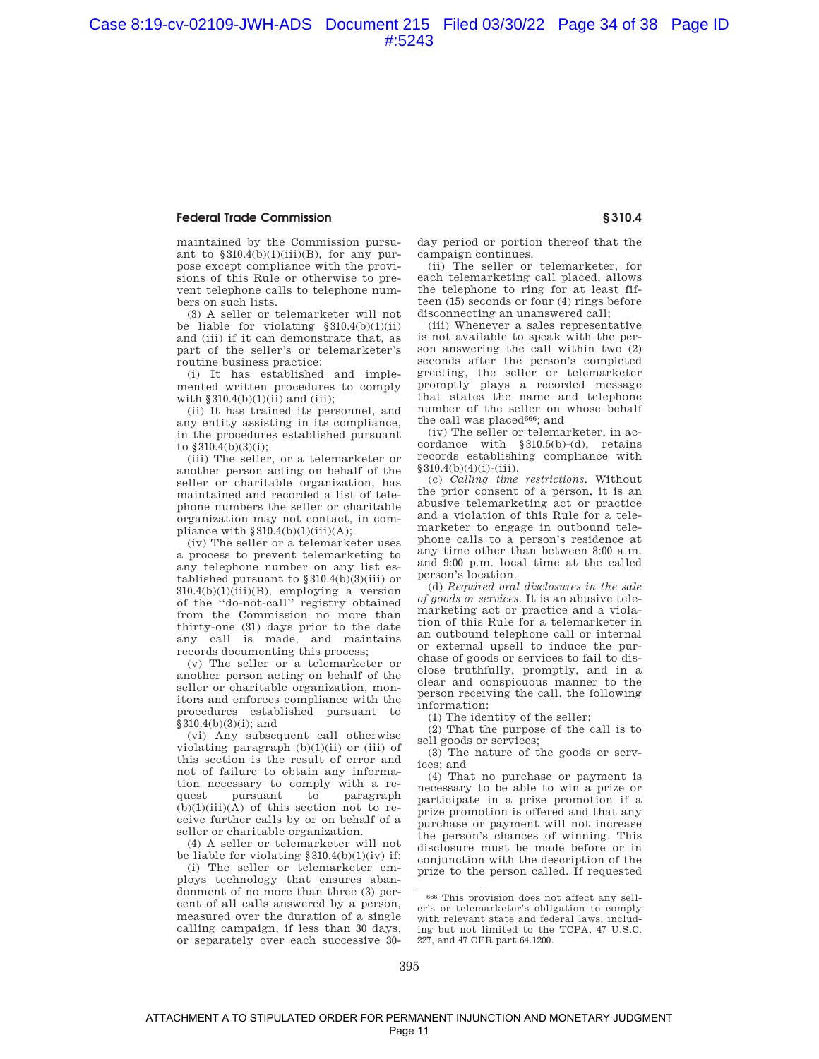maintained by the Commission pursuant to §310.4(b)(1)(iii)(B), for any purpose except compliance with the provisions of this Rule or otherwise to prevent telephone calls to telephone numbers on such lists.

(3) A seller or telemarketer will not be liable for violating §310.4(b)(1)(ii) and (iii) if it can demonstrate that, as part of the seller's or telemarketer's routine business practice:

(i) It has established and implemented written procedures to comply with §310.4(b)(1)(ii) and (iii);

(ii) It has trained its personnel, and any entity assisting in its compliance, in the procedures established pursuant to §310.4(b)(3)(i);

(iii) The seller, or a telemarketer or another person acting on behalf of the seller or charitable organization, has maintained and recorded a list of telephone numbers the seller or charitable organization may not contact, in compliance with §310.4(b)(1)(iii)(A);

(iv) The seller or a telemarketer uses a process to prevent telemarketing to any telephone number on any list established pursuant to §310.4(b)(3)(iii) or 310.4(b)(1)(iii)(B), employing a version of the "do-not-call" registry obtained from the Commission no more than thirty-one (31) days prior to the date any call is made, and maintains records documenting this process;

(v) The seller or a telemarketer or another person acting on behalf of the seller or charitable organization, monitors and enforces compliance with the procedures established pursuant to §310.4(b)(3)(i); and

(vi) Any subsequent call otherwise violating paragraph (b)(1)(ii) or (iii) of this section is the result of error and not of failure to obtain any information necessary to comply with a request pursuant to paragraph (b)(1)(iii)(A) of this section not to receive further calls by or on behalf of a seller or charitable organization.

(4) A seller or telemarketer will not be liable for violating §310.4(b)(1)(iv) if:

(i) The seller or telemarketer employs technology that ensures abandonment of no more than three (3) percent of all calls answered by a person, measured over the duration of a single calling campaign, if less than 30 days, or separately over each successive 30-day period or portion thereof that the campaign continues.

(ii) The seller or telemarketer, for each telemarketing call placed, allows the telephone to ring for at least fifteen (15) seconds or four (4) rings before disconnecting an unanswered call;

(iii) Whenever a sales representative is not available to speak with the person answering the call within two (2) seconds after the person's completed greeting, the seller or telemarketer promptly plays a recorded message that states the name and telephone number of the seller on whose behalf the call was placed[666]; and

(iv) The seller or telemarketer, in accordance with §310.5(b)-(d), retains records establishing compliance with §310.4(b)(4)(i)-(iii).

(c) *Calling time restrictions.* Without the prior consent of a person, it is an abusive telemarketing act or practice and a violation of this Rule for a telemarketer to engage in outbound telephone calls to a person's residence at any time other than between 8:00 a.m. and 9:00 p.m. local time at the called person's location.

(d) *Required oral disclosures in the sale of goods or services.* It is an abusive telemarketing act or practice and a violation of this Rule for a telemarketer in an outbound telephone call or internal or external upsell to induce the purchase of goods or services to fail to disclose truthfully, promptly, and in a clear and conspicuous manner to the person receiving the call, the following information:

(1) The identity of the seller;

(2) That the purpose of the call is to sell goods or services;

(3) The nature of the goods or services; and

(4) That no purchase or payment is necessary to be able to win a prize or participate in a prize promotion if a prize promotion is offered and that any purchase or payment will not increase the person's chances of winning. This disclosure must be made before or in conjunction with the description of the prize to the person called. If requested

---

[666] This provision does not affect any seller's or telemarketer's obligation to comply with relevant state and federal laws, including but not limited to the TCPA, 47 U.S.C. 227, and 47 CFR part 64.1200.

ATTACHMENT A TO STIPULATED ORDER FOR PERMANENT INJUNCTION AND MONETARY JUDGMENT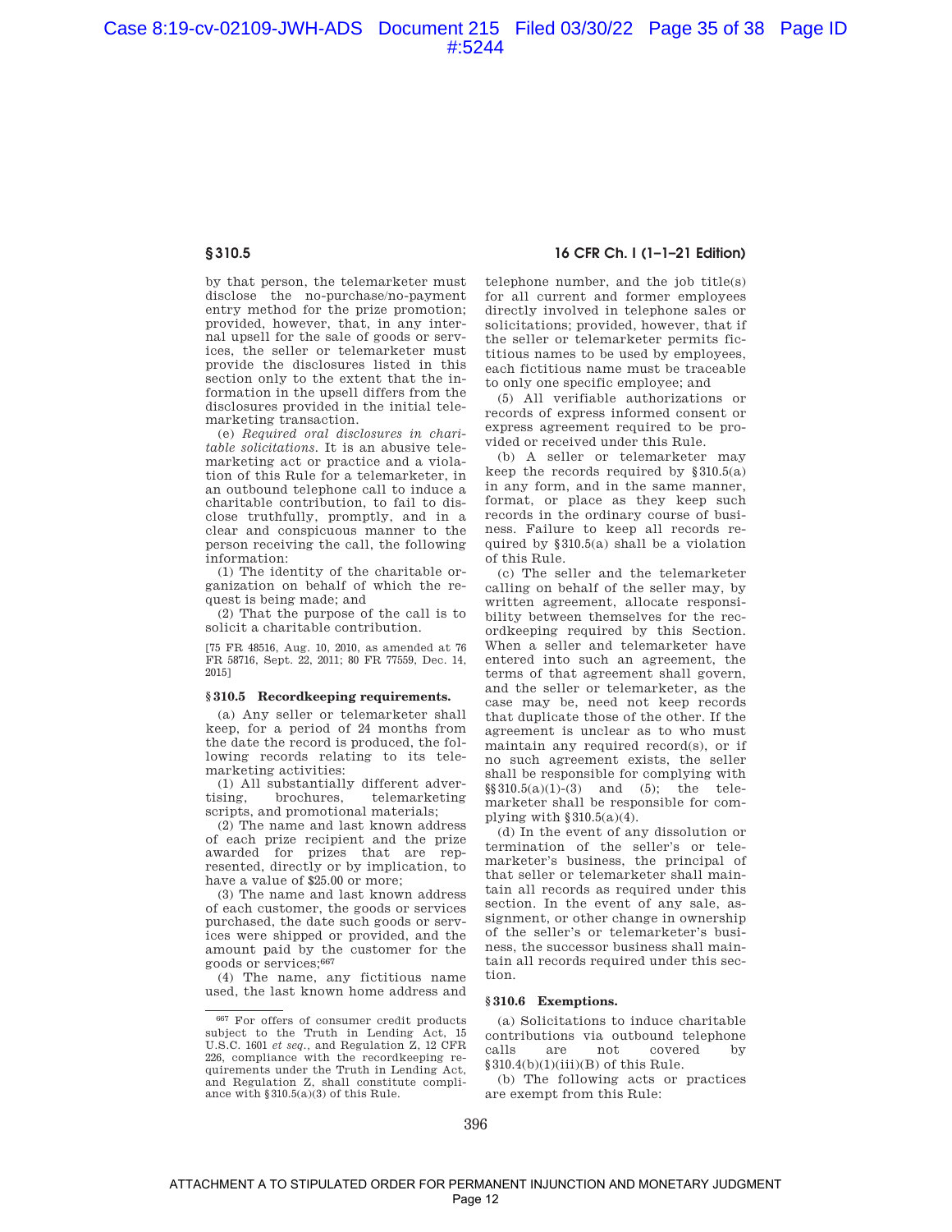by that person, the telemarketer must disclose the no-purchase/no-payment entry method for the prize promotion; provided, however, that, in any internal upsell for the sale of goods or services, the seller or telemarketer must provide the disclosures listed in this section only to the extent that the information in the upsell differs from the disclosures provided in the initial telemarketing transaction.

(e) *Required oral disclosures in charitable solicitations.* It is an abusive telemarketing act or practice and a violation of this Rule for a telemarketer, in an outbound telephone call to induce a charitable contribution, to fail to disclose truthfully, promptly, and in a clear and conspicuous manner to the person receiving the call, the following information:

(1) The identity of the charitable organization on behalf of which the request is being made; and

(2) That the purpose of the call is to solicit a charitable contribution.

[75 FR 48516, Aug. 10, 2010, as amended at 76 FR 58716, Sept. 22, 2011; 80 FR 77559, Dec. 14, 2015]

### § 310.5 Recordkeeping requirements.

(a) Any seller or telemarketer shall keep, for a period of 24 months from the date the record is produced, the following records relating to its telemarketing activities:

(1) All substantially different advertising, brochures, telemarketing scripts, and promotional materials;

(2) The name and last known address of each prize recipient and the prize awarded for prizes that are represented, directly or by implication, to have a value of $25.00 or more;

(3) The name and last known address of each customer, the goods or services purchased, the date such goods or services were shipped or provided, and the amount paid by the customer for the goods or services;[667]

(4) The name, any fictitious name used, the last known home address and telephone number, and the job title(s) for all current and former employees directly involved in telephone sales or solicitations; provided, however, that if the seller or telemarketer permits fictitious names to be used by employees, each fictitious name must be traceable to only one specific employee; and

(5) All verifiable authorizations or records of express informed consent or express agreement required to be provided or received under this Rule.

(b) A seller or telemarketer may keep the records required by §310.5(a) in any form, and in the same manner, format, or place as they keep such records in the ordinary course of business. Failure to keep all records required by §310.5(a) shall be a violation of this Rule.

(c) The seller and the telemarketer calling on behalf of the seller may, by written agreement, allocate responsibility between themselves for the recordkeeping required by this Section. When a seller and telemarketer have entered into such an agreement, the terms of that agreement shall govern, and the seller or telemarketer, as the case may be, need not keep records that duplicate those of the other. If the agreement is unclear as to who must maintain any required record(s), or if no such agreement exists, the seller shall be responsible for complying with §§310.5(a)(1)-(3) and (5); the telemarketer shall be responsible for complying with §310.5(a)(4).

(d) In the event of any dissolution or termination of the seller's or telemarketer's business, the principal of that seller or telemarketer shall maintain all records as required under this section. In the event of any sale, assignment, or other change in ownership of the seller's or telemarketer's business, the successor business shall maintain all records required under this section.

### § 310.6 Exemptions.

(a) Solicitations to induce charitable contributions via outbound telephone calls are not covered by §310.4(b)(1)(iii)(B) of this Rule.

(b) The following acts or practices are exempt from this Rule:

---

[667] For offers of consumer credit products subject to the Truth in Lending Act, 15 U.S.C. 1601 *et seq.*, and Regulation Z, 12 CFR 226, compliance with the recordkeeping requirements under the Truth in Lending Act, and Regulation Z, shall constitute compliance with §310.5(a)(3) of this Rule.

ATTACHMENT A TO STIPULATED ORDER FOR PERMANENT INJUNCTION AND MONETARY JUDGMENT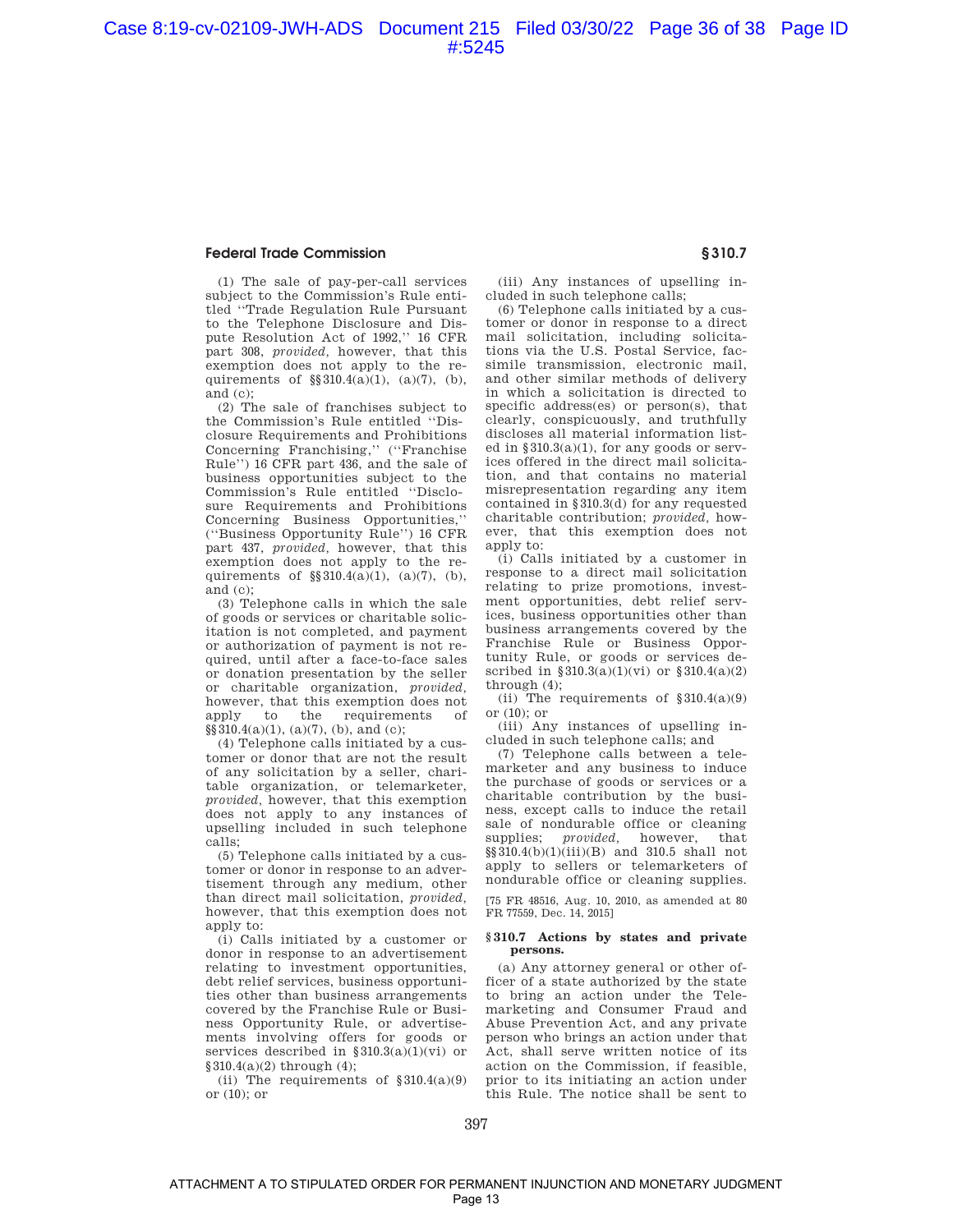(1) The sale of pay-per-call services subject to the Commission's Rule entitled "Trade Regulation Rule Pursuant to the Telephone Disclosure and Dispute Resolution Act of 1992," 16 CFR part 308, *provided,* however, that this exemption does not apply to the requirements of §§310.4(a)(1), (a)(7), (b), and (c);

(2) The sale of franchises subject to the Commission's Rule entitled "Disclosure Requirements and Prohibitions Concerning Franchising," ("Franchise Rule") 16 CFR part 436, and the sale of business opportunities subject to the Commission's Rule entitled "Disclosure Requirements and Prohibitions Concerning Business Opportunities," ("Business Opportunity Rule") 16 CFR part 437, *provided,* however, that this exemption does not apply to the requirements of §§310.4(a)(1), (a)(7), (b), and (c);

(3) Telephone calls in which the sale of goods or services or charitable solicitation is not completed, and payment or authorization of payment is not required, until after a face-to-face sales or donation presentation by the seller or charitable organization, *provided,* however, that this exemption does not apply to the requirements of §§310.4(a)(1), (a)(7), (b), and (c);

(4) Telephone calls initiated by a customer or donor that are not the result of any solicitation by a seller, charitable organization, or telemarketer, *provided,* however, that this exemption does not apply to any instances of upselling included in such telephone calls;

(5) Telephone calls initiated by a customer or donor in response to an advertisement through any medium, other than direct mail solicitation, *provided,* however, that this exemption does not apply to:

(i) Calls initiated by a customer or donor in response to an advertisement relating to investment opportunities, debt relief services, business opportunities other than business arrangements covered by the Franchise Rule or Business Opportunity Rule, or advertisements involving offers for goods or services described in §310.3(a)(1)(vi) or §310.4(a)(2) through (4);

(ii) The requirements of §310.4(a)(9) or (10); or

(iii) Any instances of upselling included in such telephone calls;

(6) Telephone calls initiated by a customer or donor in response to a direct mail solicitation, including solicitations via the U.S. Postal Service, facsimile transmission, electronic mail, and other similar methods of delivery in which a solicitation is directed to specific address(es) or person(s), that clearly, conspicuously, and truthfully discloses all material information listed in §310.3(a)(1), for any goods or services offered in the direct mail solicitation, and that contains no material misrepresentation regarding any item contained in §310.3(d) for any requested charitable contribution; *provided,* however, that this exemption does not apply to:

(i) Calls initiated by a customer in response to a direct mail solicitation relating to prize promotions, investment opportunities, debt relief services, business opportunities other than business arrangements covered by the Franchise Rule or Business Opportunity Rule, or goods or services described in §310.3(a)(1)(vi) or §310.4(a)(2) through (4);

(ii) The requirements of §310.4(a)(9) or (10); or

(iii) Any instances of upselling included in such telephone calls; and

(7) Telephone calls between a telemarketer and any business to induce the purchase of goods or services or a charitable contribution by the business, except calls to induce the retail sale of nondurable office or cleaning supplies; *provided,* however, that §§310.4(b)(1)(iii)(B) and 310.5 shall not apply to sellers or telemarketers of nondurable office or cleaning supplies.

[75 FR 48516, Aug. 10, 2010, as amended at 80 FR 77559, Dec. 14, 2015]

#### §310.7 Actions by states and private persons.

(a) Any attorney general or other officer of a state authorized by the state to bring an action under the Telemarketing and Consumer Fraud and Abuse Prevention Act, and any private person who brings an action under that Act, shall serve written notice of its action on the Commission, if feasible, prior to its initiating an action under this Rule. The notice shall be sent to

ATTACHMENT A TO STIPULATED ORDER FOR PERMANENT INJUNCTION AND MONETARY JUDGMENT
Page 13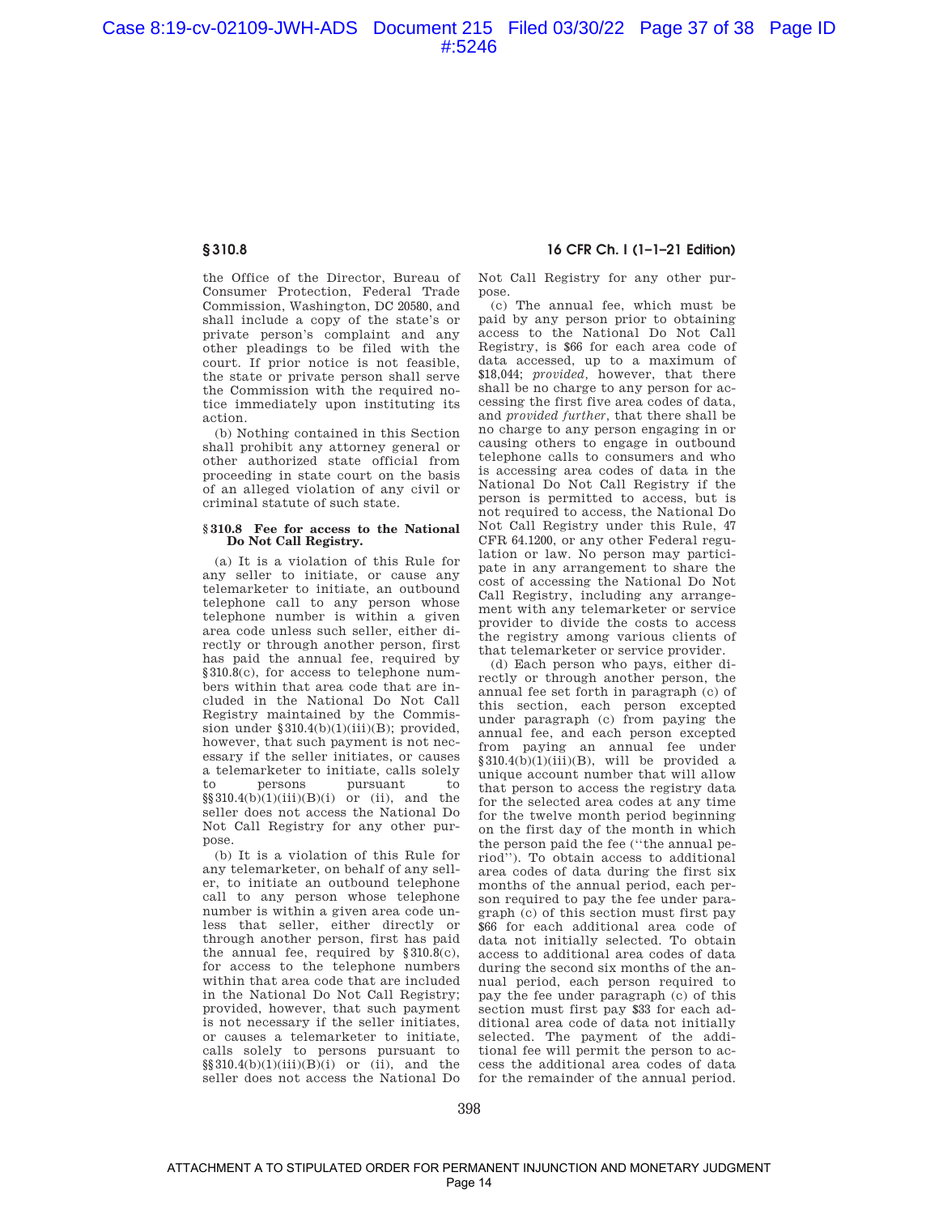the Office of the Director, Bureau of Consumer Protection, Federal Trade Commission, Washington, DC 20580, and shall include a copy of the state's or private person's complaint and any other pleadings to be filed with the court. If prior notice is not feasible, the state or private person shall serve the Commission with the required notice immediately upon instituting its action.

(b) Nothing contained in this Section shall prohibit any attorney general or other authorized state official from proceeding in state court on the basis of an alleged violation of any civil or criminal statute of such state.

### § 310.8 Fee for access to the National Do Not Call Registry.

(a) It is a violation of this Rule for any seller to initiate, or cause any telemarketer to initiate, an outbound telephone call to any person whose telephone number is within a given area code unless such seller, either directly or through another person, first has paid the annual fee, required by § 310.8(c), for access to telephone numbers within that area code that are included in the National Do Not Call Registry maintained by the Commission under § 310.4(b)(1)(iii)(B); provided, however, that such payment is not necessary if the seller initiates, or causes a telemarketer to initiate, calls solely to persons pursuant to §§ 310.4(b)(1)(iii)(B)(i) or (ii), and the seller does not access the National Do Not Call Registry for any other purpose.

(b) It is a violation of this Rule for any telemarketer, on behalf of any seller, to initiate an outbound telephone call to any person whose telephone number is within a given area code unless that seller, either directly or through another person, first has paid the annual fee, required by § 310.8(c), for access to the telephone numbers within that area code that are included in the National Do Not Call Registry; provided, however, that such payment is not necessary if the seller initiates, or causes a telemarketer to initiate, calls solely to persons pursuant to §§ 310.4(b)(1)(iii)(B)(i) or (ii), and the seller does not access the National Do Not Call Registry for any other purpose.

(c) The annual fee, which must be paid by any person prior to obtaining access to the National Do Not Call Registry, is $66 for each area code of data accessed, up to a maximum of $18,044; *provided*, however, that there shall be no charge to any person for accessing the first five area codes of data, and *provided further*, that there shall be no charge to any person engaging in or causing others to engage in outbound telephone calls to consumers and who is accessing area codes of data in the National Do Not Call Registry if the person is permitted to access, but is not required to access, the National Do Not Call Registry under this Rule, 47 CFR 64.1200, or any other Federal regulation or law. No person may participate in any arrangement to share the cost of accessing the National Do Not Call Registry, including any arrangement with any telemarketer or service provider to divide the costs to access the registry among various clients of that telemarketer or service provider.

(d) Each person who pays, either directly or through another person, the annual fee set forth in paragraph (c) of this section, each person excepted under paragraph (c) from paying the annual fee, and each person excepted from paying an annual fee under § 310.4(b)(1)(iii)(B), will be provided a unique account number that will allow that person to access the registry data for the selected area codes at any time for the twelve month period beginning on the first day of the month in which the person paid the fee ("the annual period"). To obtain access to additional area codes of data during the first six months of the annual period, each person required to pay the fee under paragraph (c) of this section must first pay $66 for each additional area code of data not initially selected. To obtain access to additional area codes of data during the second six months of the annual period, each person required to pay the fee under paragraph (c) of this section must first pay $33 for each additional area code of data not initially selected. The payment of the additional fee will permit the person to access the additional area codes of data for the remainder of the annual period.

ATTACHMENT A TO STIPULATED ORDER FOR PERMANENT INJUNCTION AND MONETARY JUDGMENT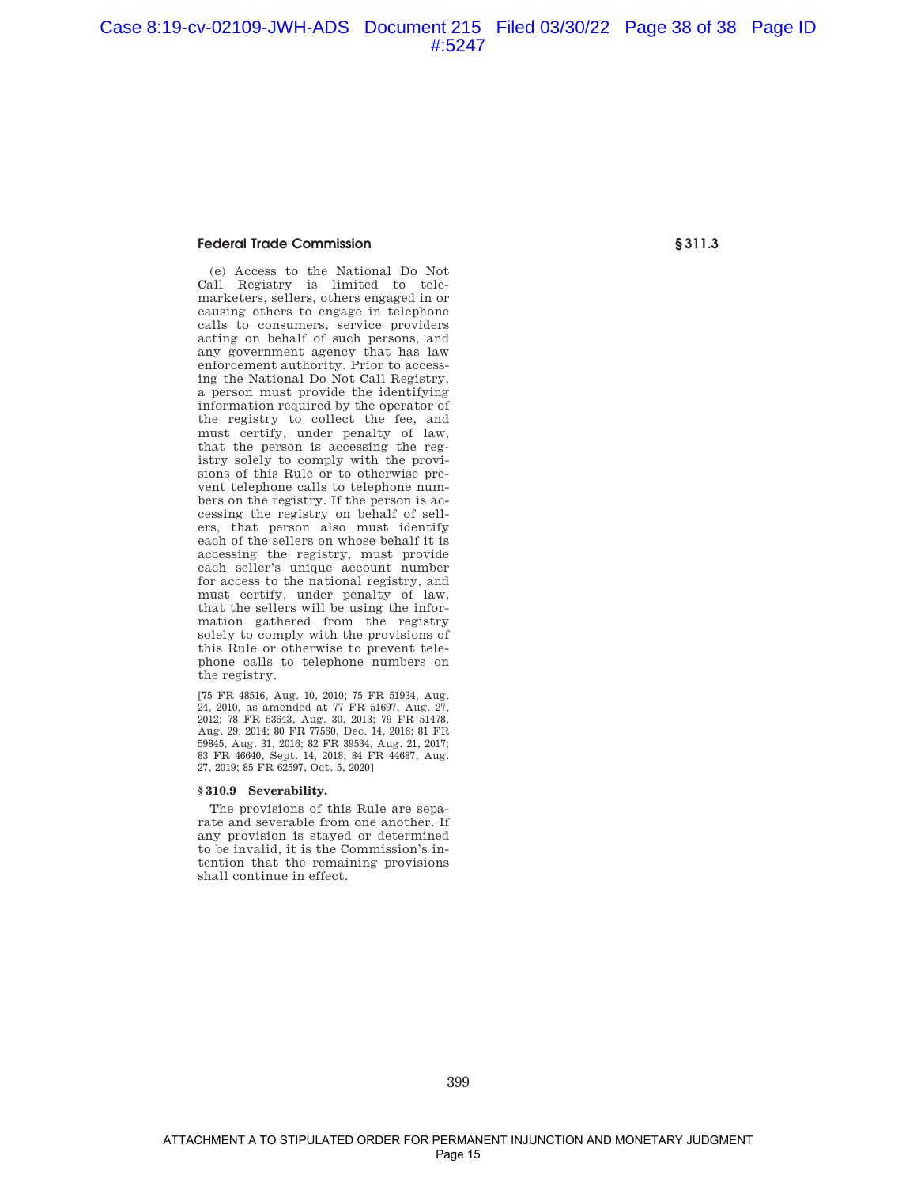(e) Access to the National Do Not Call Registry is limited to telemarketers, sellers, others engaged in or causing others to engage in telephone calls to consumers, service providers acting on behalf of such persons, and any government agency that has law enforcement authority. Prior to accessing the National Do Not Call Registry, a person must provide the identifying information required by the operator of the registry to collect the fee, and must certify, under penalty of law, that the person is accessing the registry solely to comply with the provisions of this Rule or to otherwise prevent telephone calls to telephone numbers on the registry. If the person is accessing the registry on behalf of sellers, that person also must identify each of the sellers on whose behalf it is accessing the registry, must provide each seller's unique account number for access to the national registry, and must certify, under penalty of law, that the sellers will be using the information gathered from the registry solely to comply with the provisions of this Rule or otherwise to prevent telephone calls to telephone numbers on the registry.

[75 FR 48516, Aug. 10, 2010; 75 FR 51934, Aug. 24, 2010, as amended at 77 FR 51697, Aug. 27, 2012; 78 FR 53643, Aug. 30, 2013; 79 FR 51478, Aug. 29, 2014; 80 FR 77560, Dec. 14, 2016; 81 FR 59845, Aug. 31, 2016; 82 FR 39534, Aug. 21, 2017; 83 FR 46640, Sept. 14, 2018; 84 FR 44687, Aug. 27, 2019; 85 FR 62597, Oct. 5, 2020]

**§ 310.9 Severability.**

The provisions of this Rule are separate and severable from one another. If any provision is stayed or determined to be invalid, it is the Commission's intention that the remaining provisions shall continue in effect.

ATTACHMENT A TO STIPULATED ORDER FOR PERMANENT INJUNCTION AND MONETARY JUDGMENT
Page 15